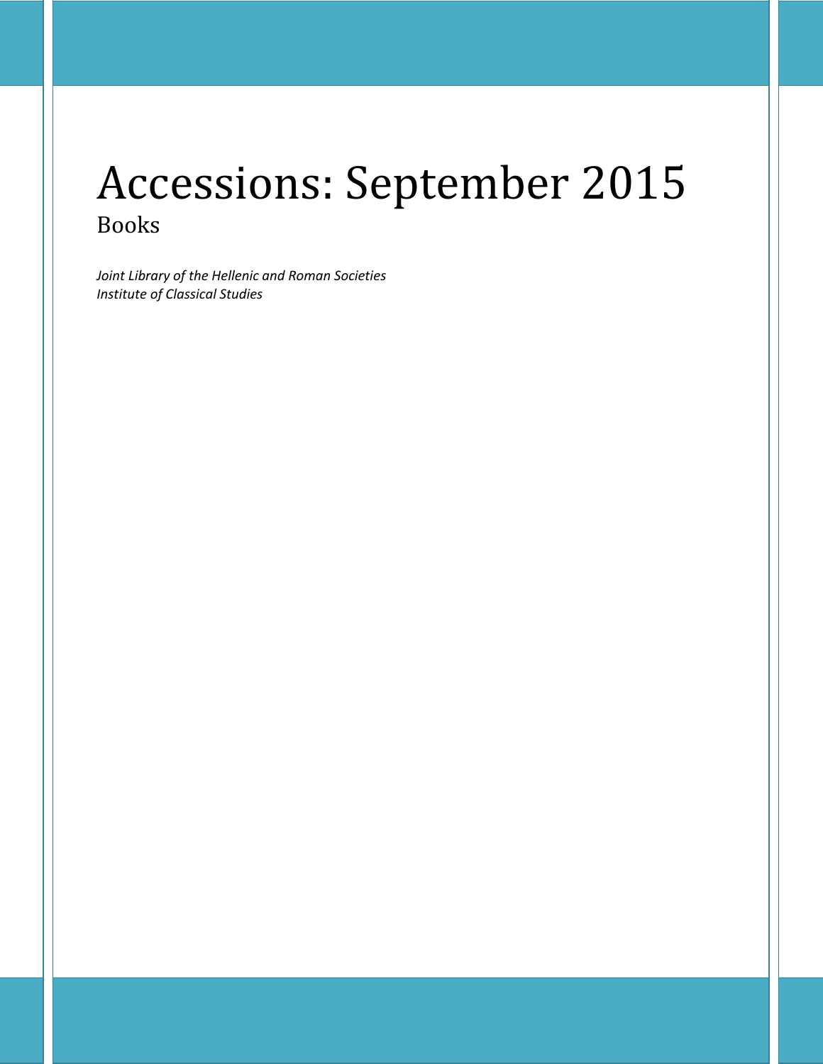# Accessions: September 2015

## Books

*Joint Library of the Hellenic and Roman Societies*
*Institute of Classical Studies*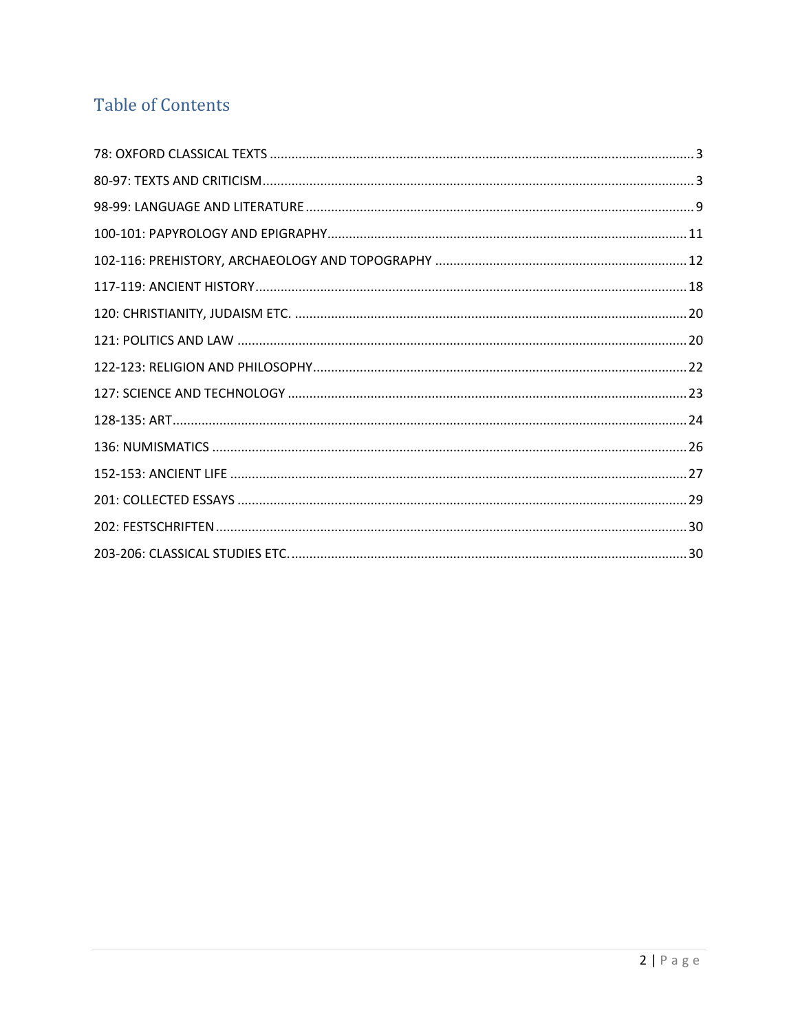# Table of Contents

78: OXFORD CLASSICAL TEXTS ..... 3

80-97: TEXTS AND CRITICISM ..... 3

98-99: LANGUAGE AND LITERATURE ..... 9

100-101: PAPYROLOGY AND EPIGRAPHY ..... 11

102-116: PREHISTORY, ARCHAEOLOGY AND TOPOGRAPHY ..... 12

117-119: ANCIENT HISTORY ..... 18

120: CHRISTIANITY, JUDAISM ETC. ..... 20

121: POLITICS AND LAW ..... 20

122-123: RELIGION AND PHILOSOPHY ..... 22

127: SCIENCE AND TECHNOLOGY ..... 23

128-135: ART ..... 24

136: NUMISMATICS ..... 26

152-153: ANCIENT LIFE ..... 27

201: COLLECTED ESSAYS ..... 29

202: FESTSCHRIFTEN ..... 30

203-206: CLASSICAL STUDIES ETC. ..... 30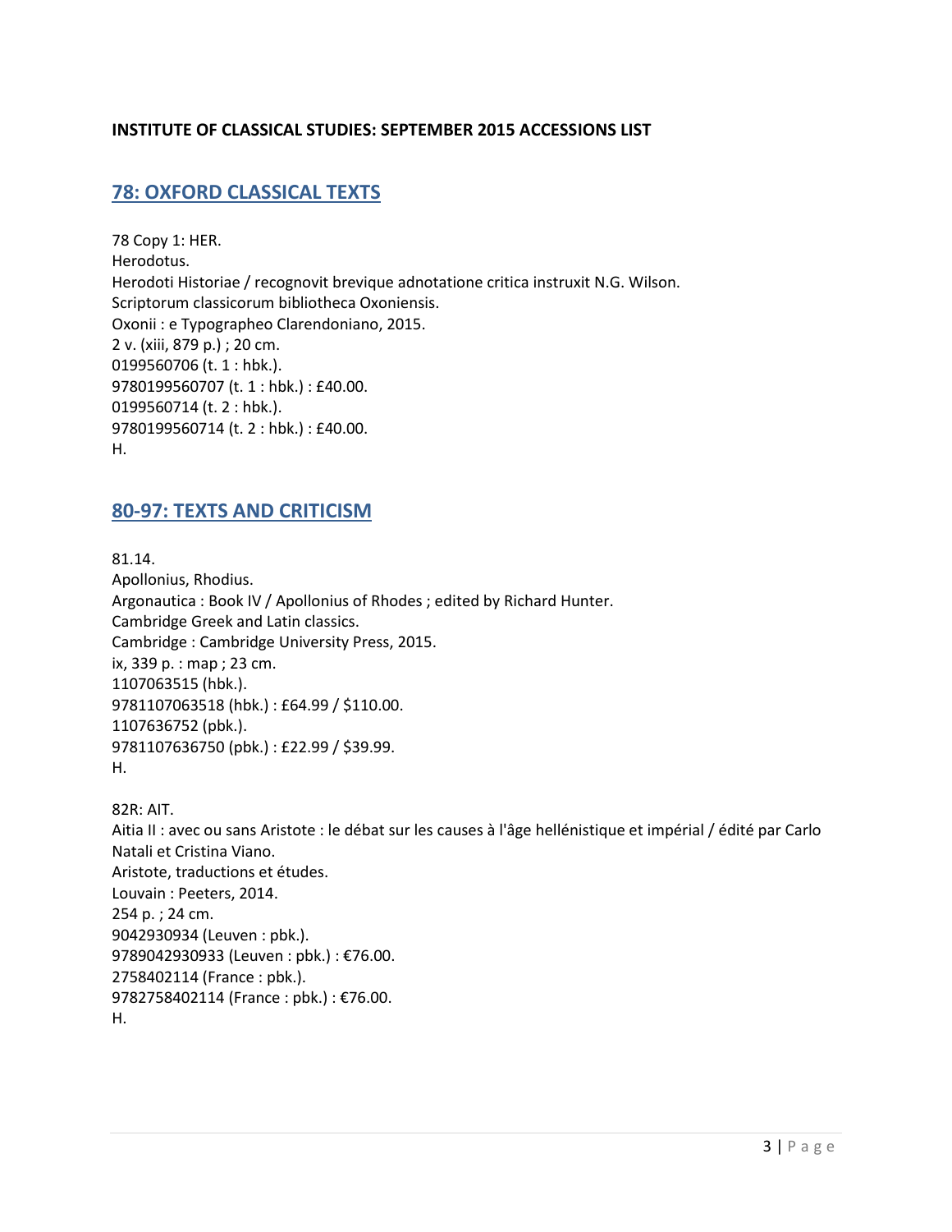**INSTITUTE OF CLASSICAL STUDIES: SEPTEMBER 2015 ACCESSIONS LIST**

## 78: OXFORD CLASSICAL TEXTS

78 Copy 1: HER.
Herodotus.
Herodoti Historiae / recognovit brevique adnotatione critica instruxit N.G. Wilson.
Scriptorum classicorum bibliotheca Oxoniensis.
Oxonii : e Typographeo Clarendoniano, 2015.
2 v. (xiii, 879 p.) ; 20 cm.
0199560706 (t. 1 : hbk.).
9780199560707 (t. 1 : hbk.) : £40.00.
0199560714 (t. 2 : hbk.).
9780199560714 (t. 2 : hbk.) : £40.00.
H.

## 80-97: TEXTS AND CRITICISM

81.14.
Apollonius, Rhodius.
Argonautica : Book IV / Apollonius of Rhodes ; edited by Richard Hunter.
Cambridge Greek and Latin classics.
Cambridge : Cambridge University Press, 2015.
ix, 339 p. : map ; 23 cm.
1107063515 (hbk.).
9781107063518 (hbk.) : £64.99 / $110.00.
1107636752 (pbk.).
9781107636750 (pbk.) : £22.99 / $39.99.
H.

82R: AIT.
Aitia II : avec ou sans Aristote : le débat sur les causes à l'âge hellénistique et impérial / édité par Carlo Natali et Cristina Viano.
Aristote, traductions et études.
Louvain : Peeters, 2014.
254 p. ; 24 cm.
9042930934 (Leuven : pbk.).
9789042930933 (Leuven : pbk.) : €76.00.
2758402114 (France : pbk.).
9782758402114 (France : pbk.) : €76.00.
H.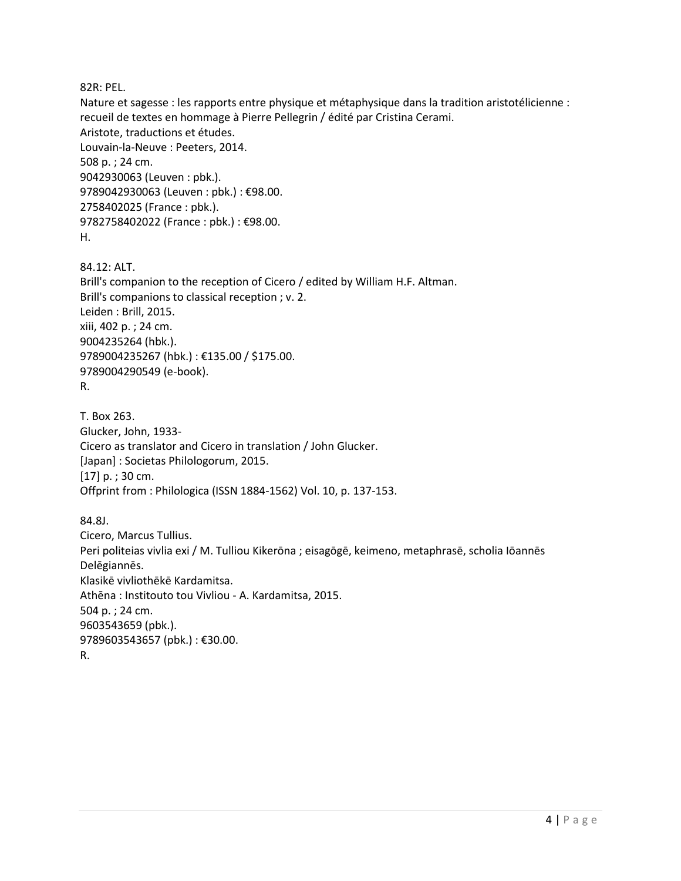82R: PEL.
Nature et sagesse : les rapports entre physique et métaphysique dans la tradition aristotélicienne : recueil de textes en hommage à Pierre Pellegrin / édité par Cristina Cerami.
Aristote, traductions et études.
Louvain-la-Neuve : Peeters, 2014.
508 p. ; 24 cm.
9042930063 (Leuven : pbk.).
9789042930063 (Leuven : pbk.) : €98.00.
2758402025 (France : pbk.).
9782758402022 (France : pbk.) : €98.00.
H.

84.12: ALT.
Brill's companion to the reception of Cicero / edited by William H.F. Altman.
Brill's companions to classical reception ; v. 2.
Leiden : Brill, 2015.
xiii, 402 p. ; 24 cm.
9004235264 (hbk.).
9789004235267 (hbk.) : €135.00 / $175.00.
9789004290549 (e-book).
R.

T. Box 263.
Glucker, John, 1933-
Cicero as translator and Cicero in translation / John Glucker.
[Japan] : Societas Philologorum, 2015.
[17] p. ; 30 cm.
Offprint from : Philologica (ISSN 1884-1562) Vol. 10, p. 137-153.

84.8J.
Cicero, Marcus Tullius.
Peri politeias vivlia exi / M. Tulliou Kikerōna ; eisagōgē, keimeno, metaphrasē, scholia Iōannēs Delēgiannēs.
Klasikē vivliothēkē Kardamitsa.
Athēna : Institouto tou Vivliou - A. Kardamitsa, 2015.
504 p. ; 24 cm.
9603543659 (pbk.).
9789603543657 (pbk.) : €30.00.
R.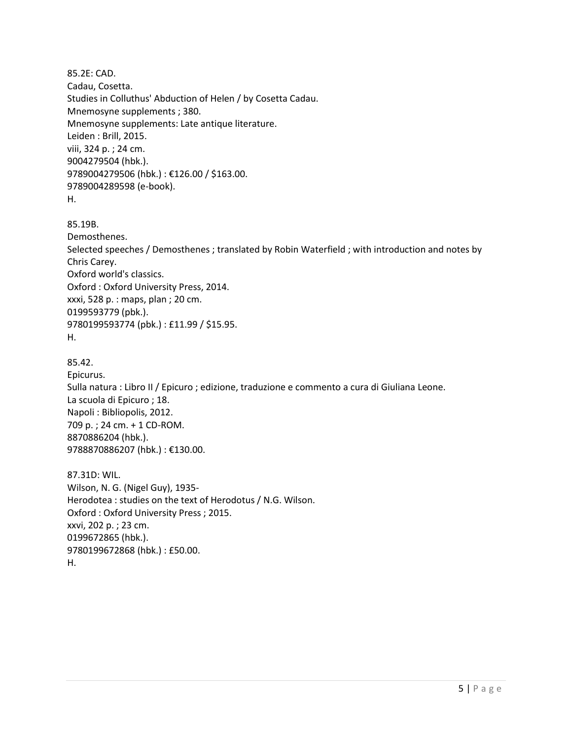85.2E: CAD.
Cadau, Cosetta.
Studies in Colluthus' Abduction of Helen / by Cosetta Cadau.
Mnemosyne supplements ; 380.
Mnemosyne supplements: Late antique literature.
Leiden : Brill, 2015.
viii, 324 p. ; 24 cm.
9004279504 (hbk.).
9789004279506 (hbk.) : €126.00 / $163.00.
9789004289598 (e-book).
H.

85.19B.
Demosthenes.
Selected speeches / Demosthenes ; translated by Robin Waterfield ; with introduction and notes by Chris Carey.
Oxford world's classics.
Oxford : Oxford University Press, 2014.
xxxi, 528 p. : maps, plan ; 20 cm.
0199593779 (pbk.).
9780199593774 (pbk.) : £11.99 / $15.95.
H.

85.42.
Epicurus.
Sulla natura : Libro II / Epicuro ; edizione, traduzione e commento a cura di Giuliana Leone.
La scuola di Epicuro ; 18.
Napoli : Bibliopolis, 2012.
709 p. ; 24 cm. + 1 CD-ROM.
8870886204 (hbk.).
9788870886207 (hbk.) : €130.00.

87.31D: WIL.
Wilson, N. G. (Nigel Guy), 1935-
Herodotea : studies on the text of Herodotus / N.G. Wilson.
Oxford : Oxford University Press ; 2015.
xxvi, 202 p. ; 23 cm.
0199672865 (hbk.).
9780199672868 (hbk.) : £50.00.
H.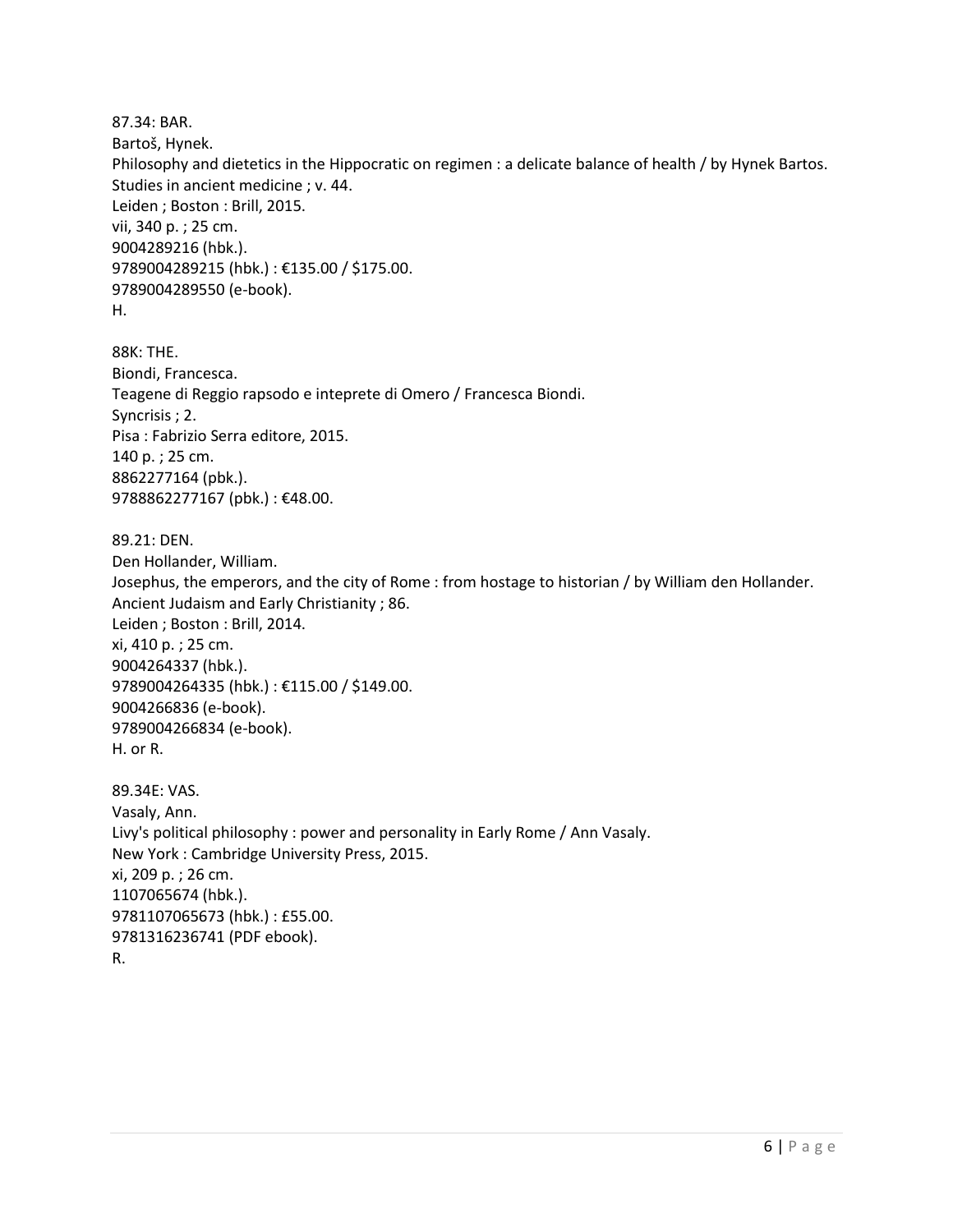87.34: BAR.
Bartoš, Hynek.
Philosophy and dietetics in the Hippocratic on regimen : a delicate balance of health / by Hynek Bartos.
Studies in ancient medicine ; v. 44.
Leiden ; Boston : Brill, 2015.
vii, 340 p. ; 25 cm.
9004289216 (hbk.).
9789004289215 (hbk.) : €135.00 / $175.00.
9789004289550 (e-book).
H.

88K: THE.
Biondi, Francesca.
Teagene di Reggio rapsodo e inteprete di Omero / Francesca Biondi.
Syncrisis ; 2.
Pisa : Fabrizio Serra editore, 2015.
140 p. ; 25 cm.
8862277164 (pbk.).
9788862277167 (pbk.) : €48.00.

89.21: DEN.
Den Hollander, William.
Josephus, the emperors, and the city of Rome : from hostage to historian / by William den Hollander.
Ancient Judaism and Early Christianity ; 86.
Leiden ; Boston : Brill, 2014.
xi, 410 p. ; 25 cm.
9004264337 (hbk.).
9789004264335 (hbk.) : €115.00 / $149.00.
9004266836 (e-book).
9789004266834 (e-book).
H. or R.

89.34E: VAS.
Vasaly, Ann.
Livy's political philosophy : power and personality in Early Rome / Ann Vasaly.
New York : Cambridge University Press, 2015.
xi, 209 p. ; 26 cm.
1107065674 (hbk.).
9781107065673 (hbk.) : £55.00.
9781316236741 (PDF ebook).
R.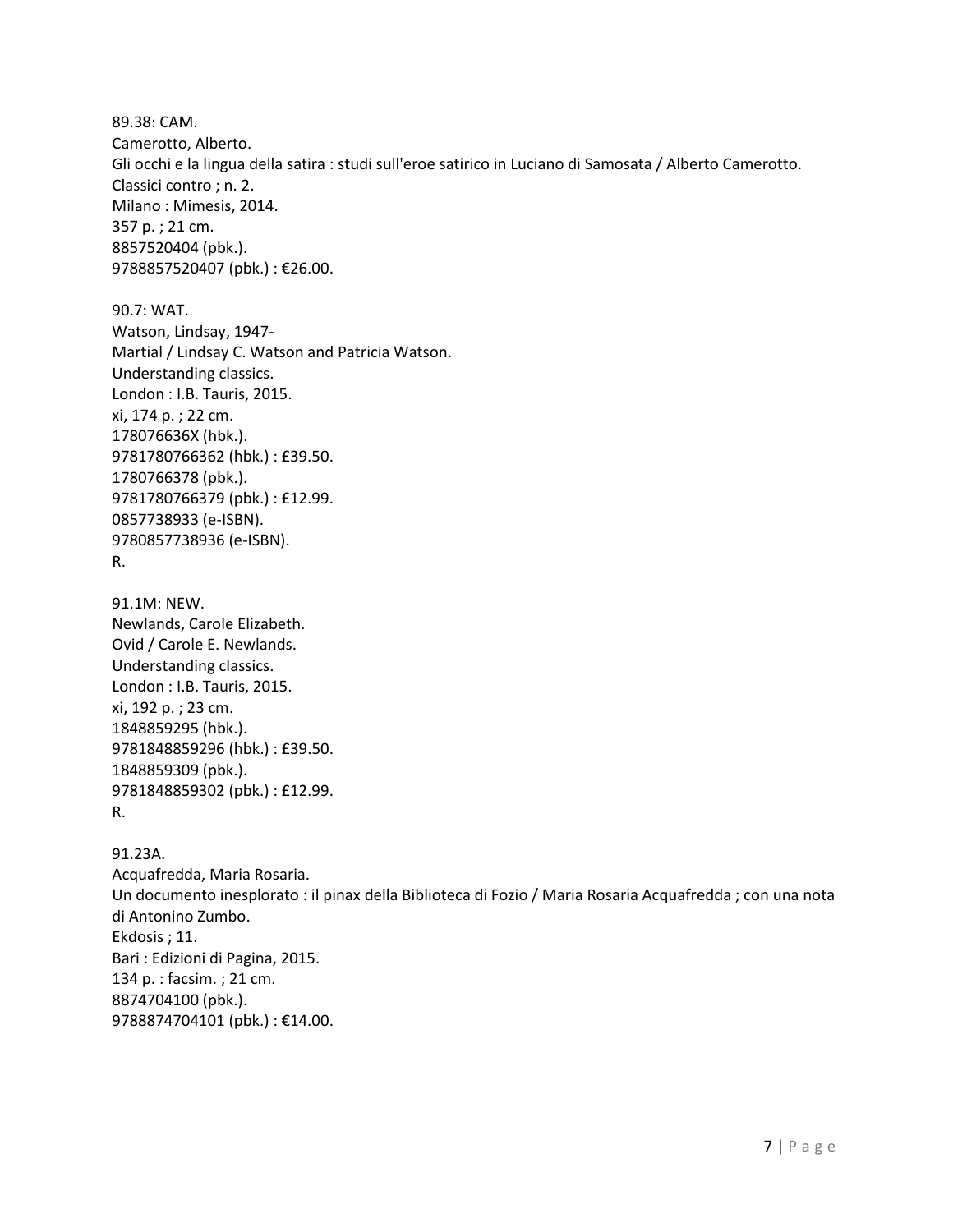89.38: CAM.
Camerotto, Alberto.
Gli occhi e la lingua della satira : studi sull'eroe satirico in Luciano di Samosata / Alberto Camerotto.
Classici contro ; n. 2.
Milano : Mimesis, 2014.
357 p. ; 21 cm.
8857520404 (pbk.).
9788857520407 (pbk.) : €26.00.

90.7: WAT.
Watson, Lindsay, 1947-
Martial / Lindsay C. Watson and Patricia Watson.
Understanding classics.
London : I.B. Tauris, 2015.
xi, 174 p. ; 22 cm.
178076636X (hbk.).
9781780766362 (hbk.) : £39.50.
1780766378 (pbk.).
9781780766379 (pbk.) : £12.99.
0857738933 (e-ISBN).
9780857738936 (e-ISBN).
R.

91.1M: NEW.
Newlands, Carole Elizabeth.
Ovid / Carole E. Newlands.
Understanding classics.
London : I.B. Tauris, 2015.
xi, 192 p. ; 23 cm.
1848859295 (hbk.).
9781848859296 (hbk.) : £39.50.
1848859309 (pbk.).
9781848859302 (pbk.) : £12.99.
R.

91.23A.
Acquafredda, Maria Rosaria.
Un documento inesplorato : il pinax della Biblioteca di Fozio / Maria Rosaria Acquafredda ; con una nota di Antonino Zumbo.
Ekdosis ; 11.
Bari : Edizioni di Pagina, 2015.
134 p. : facsim. ; 21 cm.
8874704100 (pbk.).
9788874704101 (pbk.) : €14.00.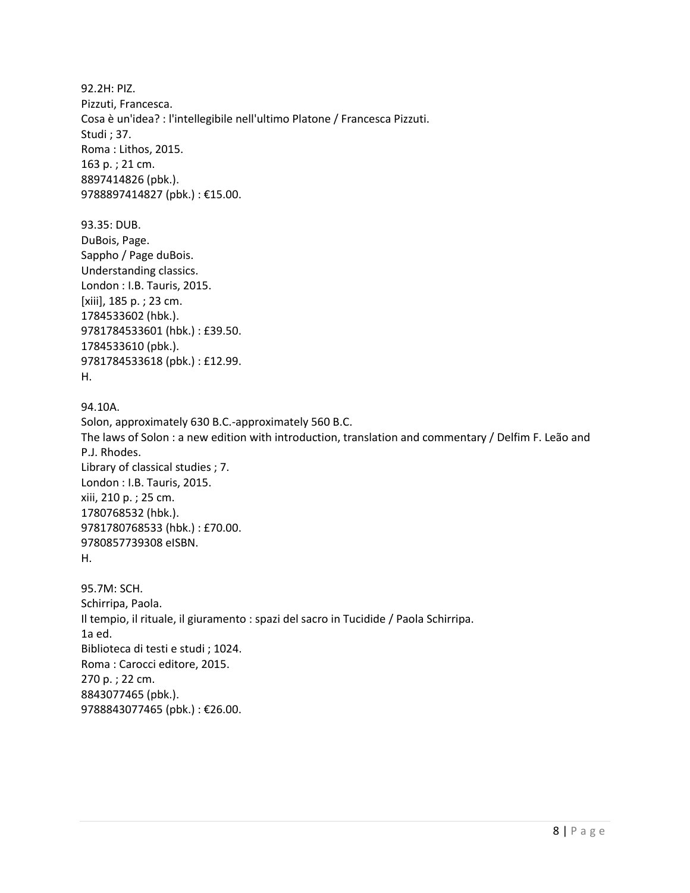92.2H: PIZ.
Pizzuti, Francesca.
Cosa è un'idea? : l'intellegibile nell'ultimo Platone / Francesca Pizzuti.
Studi ; 37.
Roma : Lithos, 2015.
163 p. ; 21 cm.
8897414826 (pbk.).
9788897414827 (pbk.) : €15.00.

93.35: DUB.
DuBois, Page.
Sappho / Page duBois.
Understanding classics.
London : I.B. Tauris, 2015.
[xiii], 185 p. ; 23 cm.
1784533602 (hbk.).
9781784533601 (hbk.) : £39.50.
1784533610 (pbk.).
9781784533618 (pbk.) : £12.99.
H.

94.10A.
Solon, approximately 630 B.C.-approximately 560 B.C.
The laws of Solon : a new edition with introduction, translation and commentary / Delfim F. Leão and P.J. Rhodes.
Library of classical studies ; 7.
London : I.B. Tauris, 2015.
xiii, 210 p. ; 25 cm.
1780768532 (hbk.).
9781780768533 (hbk.) : £70.00.
9780857739308 eISBN.
H.

95.7M: SCH.
Schirripa, Paola.
Il tempio, il rituale, il giuramento : spazi del sacro in Tucidide / Paola Schirripa.
1a ed.
Biblioteca di testi e studi ; 1024.
Roma : Carocci editore, 2015.
270 p. ; 22 cm.
8843077465 (pbk.).
9788843077465 (pbk.) : €26.00.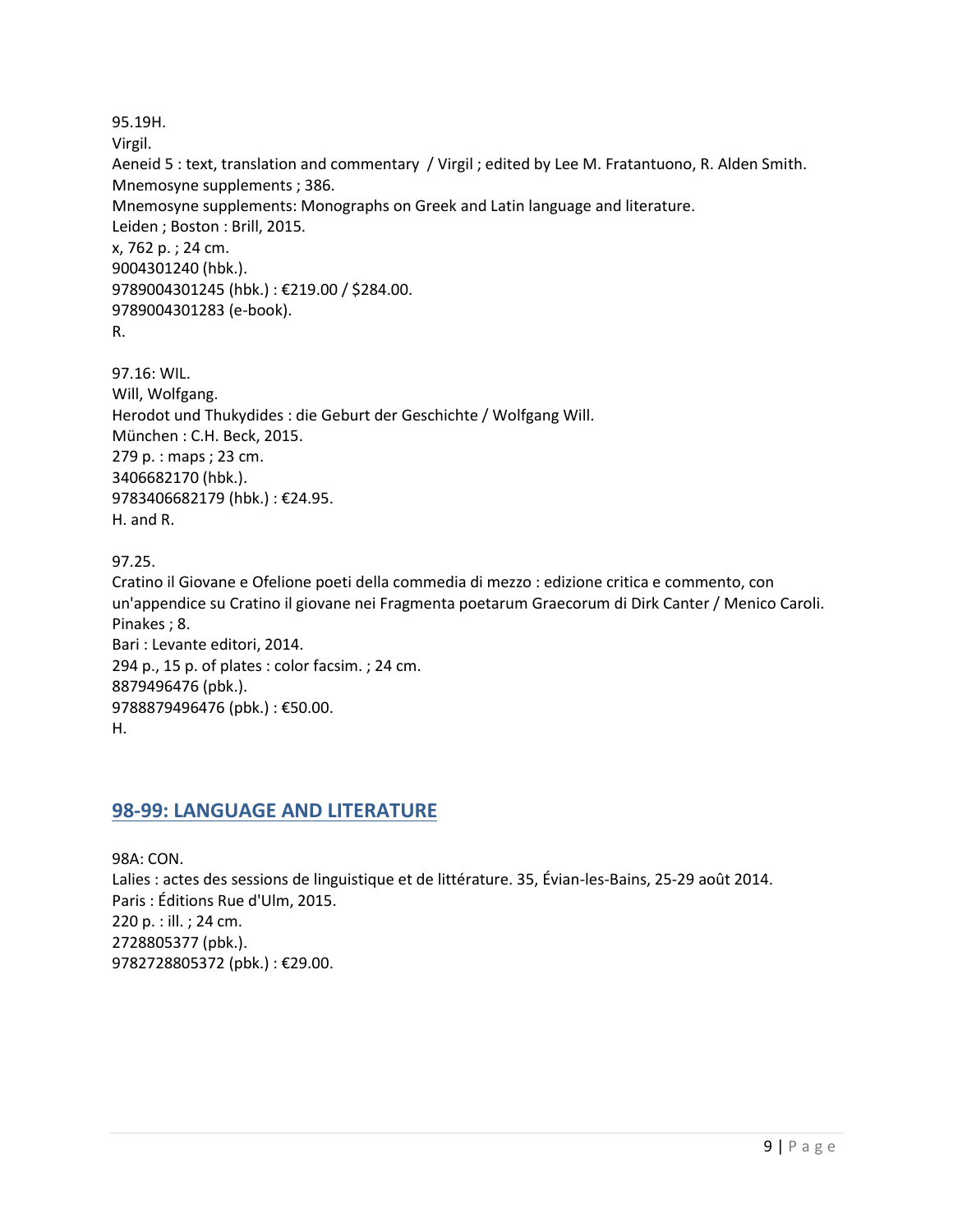95.19H.
Virgil.
Aeneid 5 : text, translation and commentary / Virgil ; edited by Lee M. Fratantuono, R. Alden Smith.
Mnemosyne supplements ; 386.
Mnemosyne supplements: Monographs on Greek and Latin language and literature.
Leiden ; Boston : Brill, 2015.
x, 762 p. ; 24 cm.
9004301240 (hbk.).
9789004301245 (hbk.) : €219.00 / $284.00.
9789004301283 (e-book).
R.

97.16: WIL.
Will, Wolfgang.
Herodot und Thukydides : die Geburt der Geschichte / Wolfgang Will.
München : C.H. Beck, 2015.
279 p. : maps ; 23 cm.
3406682170 (hbk.).
9783406682179 (hbk.) : €24.95.
H. and R.

97.25.
Cratino il Giovane e Ofelione poeti della commedia di mezzo : edizione critica e commento, con un'appendice su Cratino il giovane nei Fragmenta poetarum Graecorum di Dirk Canter / Menico Caroli.
Pinakes ; 8.
Bari : Levante editori, 2014.
294 p., 15 p. of plates : color facsim. ; 24 cm.
8879496476 (pbk.).
9788879496476 (pbk.) : €50.00.
H.

## 98-99: LANGUAGE AND LITERATURE

98A: CON.
Lalies : actes des sessions de linguistique et de littérature. 35, Évian-les-Bains, 25-29 août 2014.
Paris : Éditions Rue d'Ulm, 2015.
220 p. : ill. ; 24 cm.
2728805377 (pbk.).
9782728805372 (pbk.) : €29.00.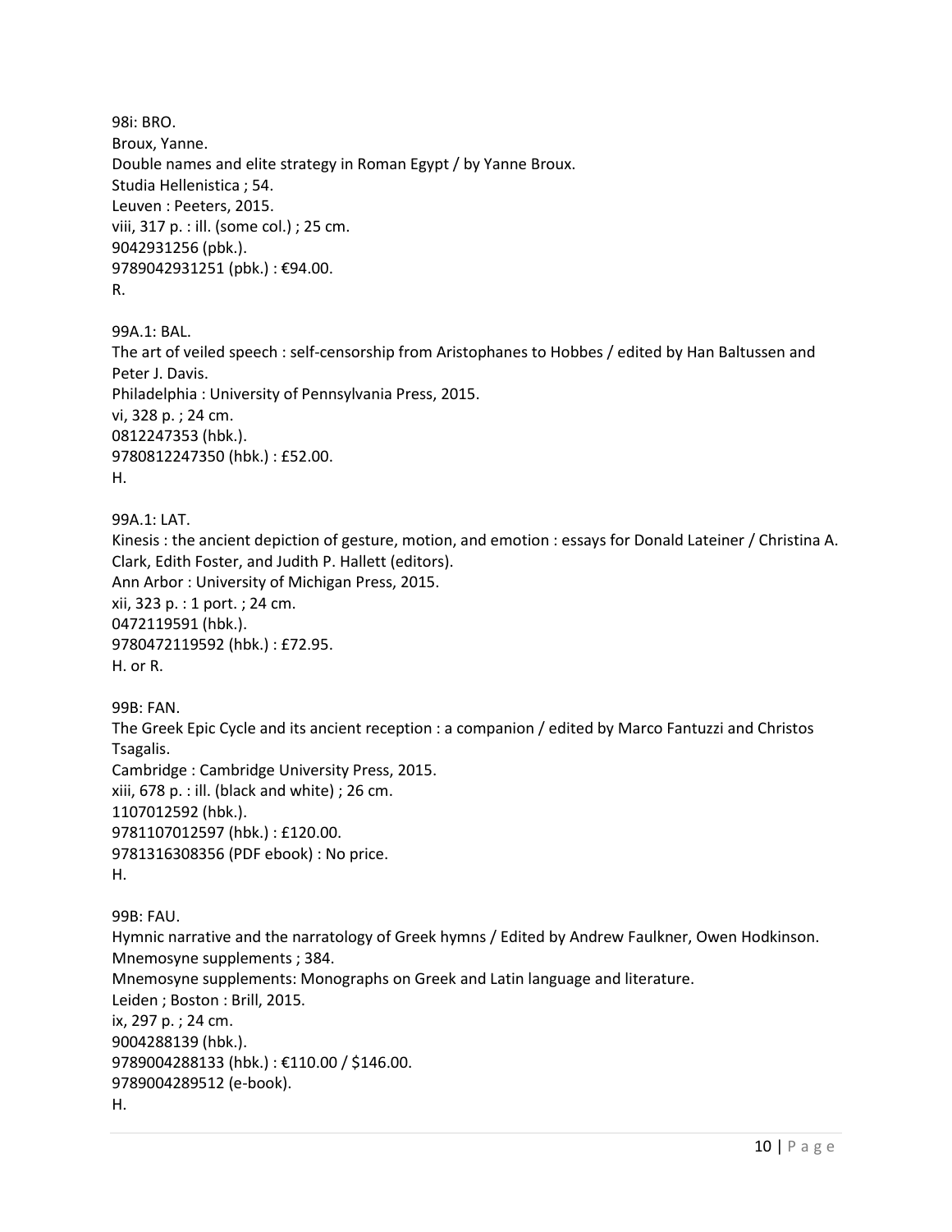98i: BRO.
Broux, Yanne.
Double names and elite strategy in Roman Egypt / by Yanne Broux.
Studia Hellenistica ; 54.
Leuven : Peeters, 2015.
viii, 317 p. : ill. (some col.) ; 25 cm.
9042931256 (pbk.).
9789042931251 (pbk.) : €94.00.
R.

99A.1: BAL.
The art of veiled speech : self-censorship from Aristophanes to Hobbes / edited by Han Baltussen and Peter J. Davis.
Philadelphia : University of Pennsylvania Press, 2015.
vi, 328 p. ; 24 cm.
0812247353 (hbk.).
9780812247350 (hbk.) : £52.00.
H.

99A.1: LAT.
Kinesis : the ancient depiction of gesture, motion, and emotion : essays for Donald Lateiner / Christina A. Clark, Edith Foster, and Judith P. Hallett (editors).
Ann Arbor : University of Michigan Press, 2015.
xii, 323 p. : 1 port. ; 24 cm.
0472119591 (hbk.).
9780472119592 (hbk.) : £72.95.
H. or R.

99B: FAN.
The Greek Epic Cycle and its ancient reception : a companion / edited by Marco Fantuzzi and Christos Tsagalis.
Cambridge : Cambridge University Press, 2015.
xiii, 678 p. : ill. (black and white) ; 26 cm.
1107012592 (hbk.).
9781107012597 (hbk.) : £120.00.
9781316308356 (PDF ebook) : No price.
H.

99B: FAU.
Hymnic narrative and the narratology of Greek hymns / Edited by Andrew Faulkner, Owen Hodkinson.
Mnemosyne supplements ; 384.
Mnemosyne supplements: Monographs on Greek and Latin language and literature.
Leiden ; Boston : Brill, 2015.
ix, 297 p. ; 24 cm.
9004288139 (hbk.).
9789004288133 (hbk.) : €110.00 / $146.00.
9789004289512 (e-book).
H.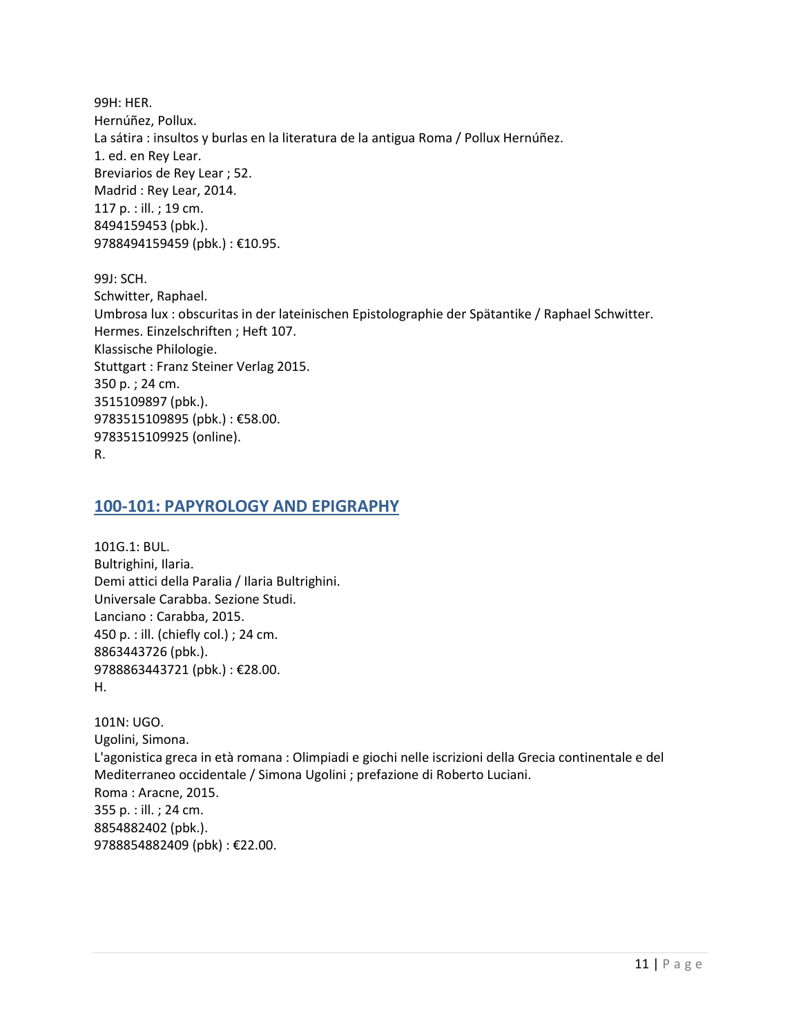99H: HER.
Hernúñez, Pollux.
La sátira : insultos y burlas en la literatura de la antigua Roma / Pollux Hernúñez.
1. ed. en Rey Lear.
Breviarios de Rey Lear ; 52.
Madrid : Rey Lear, 2014.
117 p. : ill. ; 19 cm.
8494159453 (pbk.).
9788494159459 (pbk.) : €10.95.

99J: SCH.
Schwitter, Raphael.
Umbrosa lux : obscuritas in der lateinischen Epistolographie der Spätantike / Raphael Schwitter.
Hermes. Einzelschriften ; Heft 107.
Klassische Philologie.
Stuttgart : Franz Steiner Verlag 2015.
350 p. ; 24 cm.
3515109897 (pbk.).
9783515109895 (pbk.) : €58.00.
9783515109925 (online).
R.

## 100-101: PAPYROLOGY AND EPIGRAPHY

101G.1: BUL.
Bultrighini, Ilaria.
Demi attici della Paralia / Ilaria Bultrighini.
Universale Carabba. Sezione Studi.
Lanciano : Carabba, 2015.
450 p. : ill. (chiefly col.) ; 24 cm.
8863443726 (pbk.).
9788863443721 (pbk.) : €28.00.
H.

101N: UGO.
Ugolini, Simona.
L'agonistica greca in età romana : Olimpiadi e giochi nelle iscrizioni della Grecia continentale e del Mediterraneo occidentale / Simona Ugolini ; prefazione di Roberto Luciani.
Roma : Aracne, 2015.
355 p. : ill. ; 24 cm.
8854882402 (pbk.).
9788854882409 (pbk) : €22.00.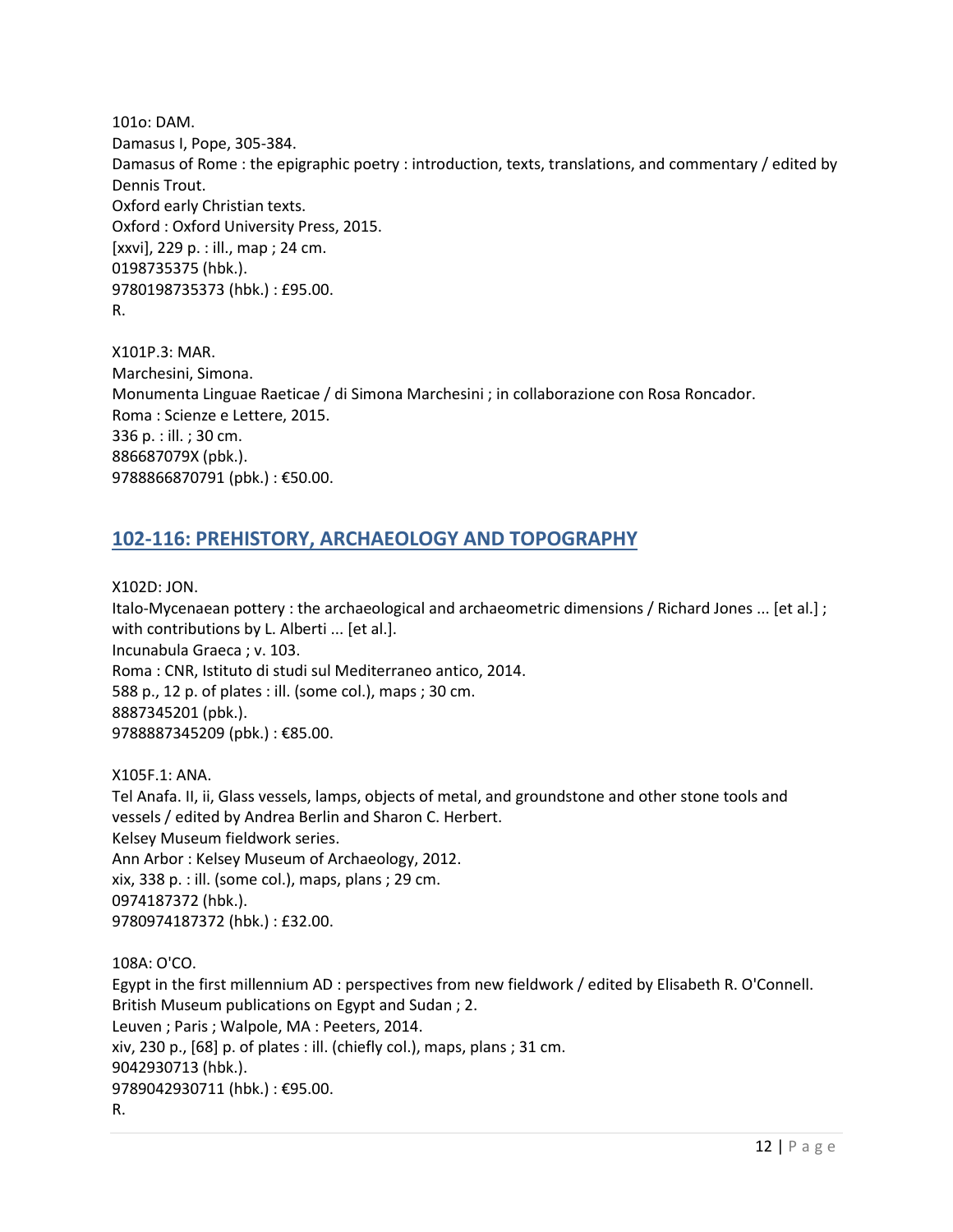101o: DAM.
Damasus I, Pope, 305-384.
Damasus of Rome : the epigraphic poetry : introduction, texts, translations, and commentary / edited by Dennis Trout.
Oxford early Christian texts.
Oxford : Oxford University Press, 2015.
[xxvi], 229 p. : ill., map ; 24 cm.
0198735375 (hbk.).
9780198735373 (hbk.) : £95.00.
R.

X101P.3: MAR.
Marchesini, Simona.
Monumenta Linguae Raeticae / di Simona Marchesini ; in collaborazione con Rosa Roncador.
Roma : Scienze e Lettere, 2015.
336 p. : ill. ; 30 cm.
886687079X (pbk.).
9788866870791 (pbk.) : €50.00.

## 102-116: PREHISTORY, ARCHAEOLOGY AND TOPOGRAPHY

X102D: JON.
Italo-Mycenaean pottery : the archaeological and archaeometric dimensions / Richard Jones ... [et al.] ; with contributions by L. Alberti ... [et al.].
Incunabula Graeca ; v. 103.
Roma : CNR, Istituto di studi sul Mediterraneo antico, 2014.
588 p., 12 p. of plates : ill. (some col.), maps ; 30 cm.
8887345201 (pbk.).
9788887345209 (pbk.) : €85.00.

X105F.1: ANA.
Tel Anafa. II, ii, Glass vessels, lamps, objects of metal, and groundstone and other stone tools and vessels / edited by Andrea Berlin and Sharon C. Herbert.
Kelsey Museum fieldwork series.
Ann Arbor : Kelsey Museum of Archaeology, 2012.
xix, 338 p. : ill. (some col.), maps, plans ; 29 cm.
0974187372 (hbk.).
9780974187372 (hbk.) : £32.00.

108A: O'CO.
Egypt in the first millennium AD : perspectives from new fieldwork / edited by Elisabeth R. O'Connell.
British Museum publications on Egypt and Sudan ; 2.
Leuven ; Paris ; Walpole, MA : Peeters, 2014.
xiv, 230 p., [68] p. of plates : ill. (chiefly col.), maps, plans ; 31 cm.
9042930713 (hbk.).
9789042930711 (hbk.) : €95.00.
R.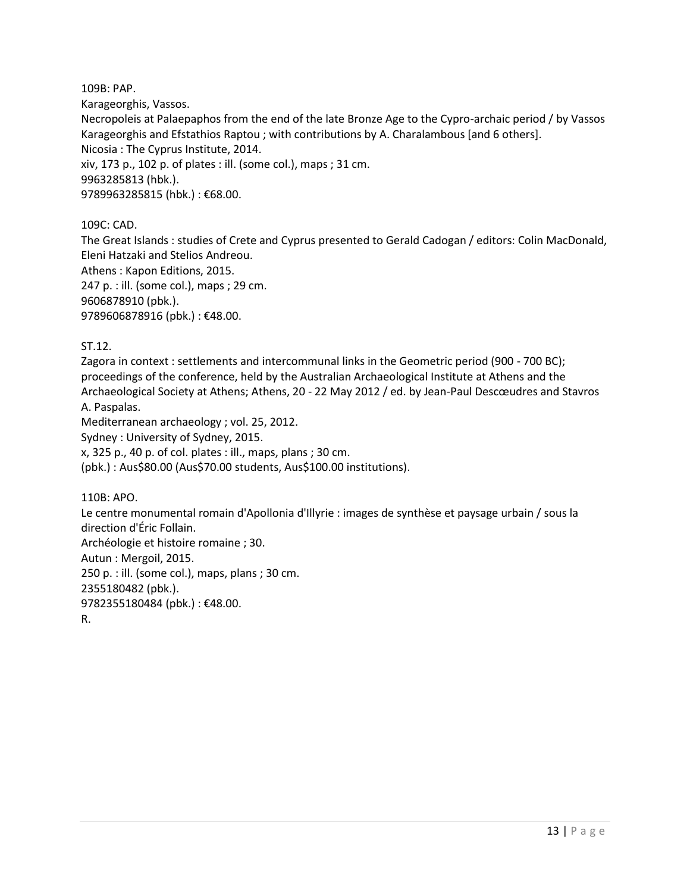109B: PAP.
Karageorghis, Vassos.
Necropoleis at Palaepaphos from the end of the late Bronze Age to the Cypro-archaic period / by Vassos Karageorghis and Efstathios Raptou ; with contributions by A. Charalambous [and 6 others].
Nicosia : The Cyprus Institute, 2014.
xiv, 173 p., 102 p. of plates : ill. (some col.), maps ; 31 cm.
9963285813 (hbk.).
9789963285815 (hbk.) : €68.00.

109C: CAD.
The Great Islands : studies of Crete and Cyprus presented to Gerald Cadogan / editors: Colin MacDonald, Eleni Hatzaki and Stelios Andreou.
Athens : Kapon Editions, 2015.
247 p. : ill. (some col.), maps ; 29 cm.
9606878910 (pbk.).
9789606878916 (pbk.) : €48.00.

ST.12.
Zagora in context : settlements and intercommunal links in the Geometric period (900 - 700 BC); proceedings of the conference, held by the Australian Archaeological Institute at Athens and the Archaeological Society at Athens; Athens, 20 - 22 May 2012 / ed. by Jean-Paul Descœudres and Stavros A. Paspalas.
Mediterranean archaeology ; vol. 25, 2012.
Sydney : University of Sydney, 2015.
x, 325 p., 40 p. of col. plates : ill., maps, plans ; 30 cm.
(pbk.) : Aus$80.00 (Aus$70.00 students, Aus$100.00 institutions).

110B: APO.
Le centre monumental romain d'Apollonia d'Illyrie : images de synthèse et paysage urbain / sous la direction d'Éric Follain.
Archéologie et histoire romaine ; 30.
Autun : Mergoil, 2015.
250 p. : ill. (some col.), maps, plans ; 30 cm.
2355180482 (pbk.).
9782355180484 (pbk.) : €48.00.
R.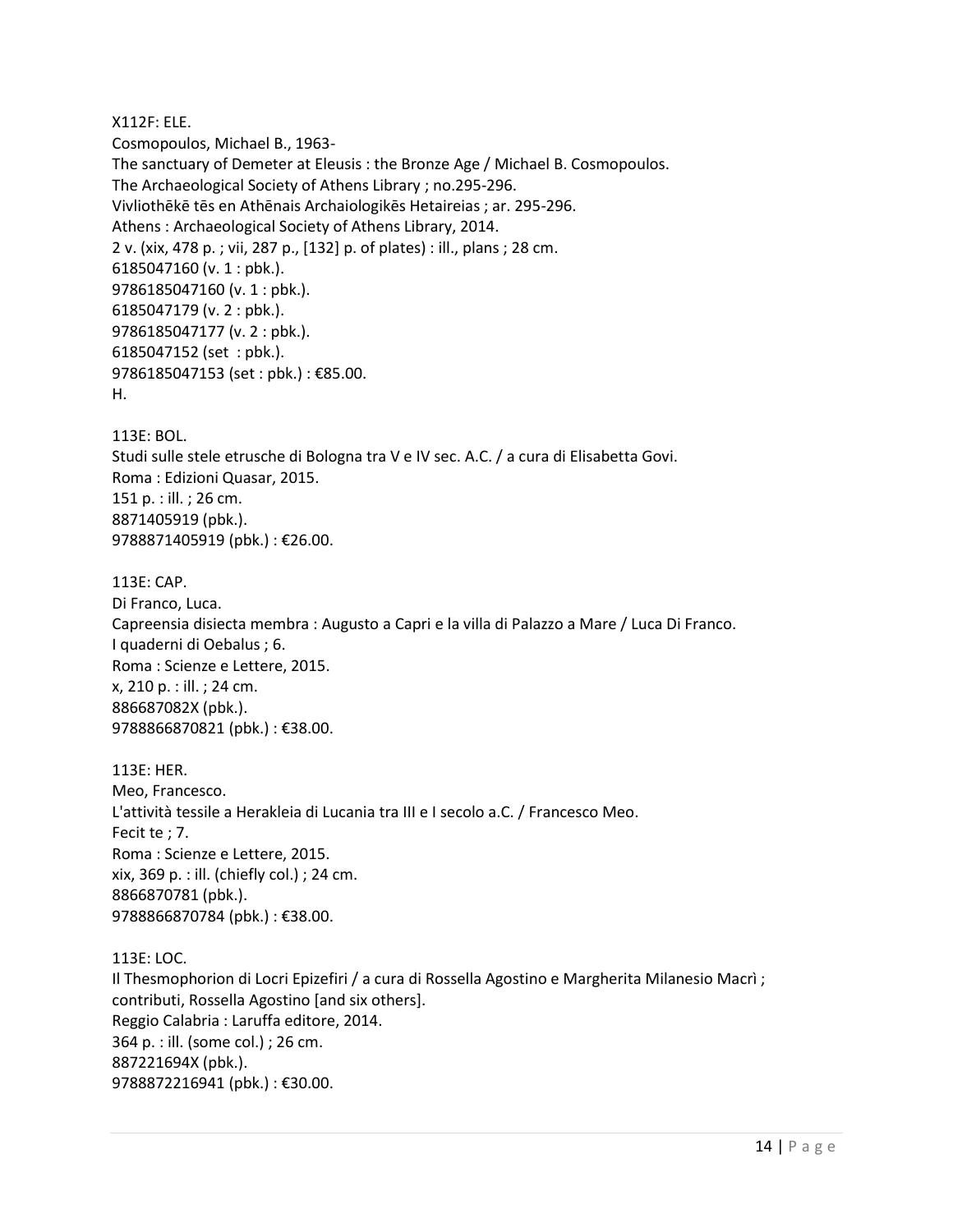X112F: ELE.
Cosmopoulos, Michael B., 1963-
The sanctuary of Demeter at Eleusis : the Bronze Age / Michael B. Cosmopoulos.
The Archaeological Society of Athens Library ; no.295-296.
Vivliothēkē tēs en Athēnais Archaiologikēs Hetaireias ; ar. 295-296.
Athens : Archaeological Society of Athens Library, 2014.
2 v. (xix, 478 p. ; vii, 287 p., [132] p. of plates) : ill., plans ; 28 cm.
6185047160 (v. 1 : pbk.).
9786185047160 (v. 1 : pbk.).
6185047179 (v. 2 : pbk.).
9786185047177 (v. 2 : pbk.).
6185047152 (set : pbk.).
9786185047153 (set : pbk.) : €85.00.
H.

113E: BOL.
Studi sulle stele etrusche di Bologna tra V e IV sec. A.C. / a cura di Elisabetta Govi.
Roma : Edizioni Quasar, 2015.
151 p. : ill. ; 26 cm.
8871405919 (pbk.).
9788871405919 (pbk.) : €26.00.

113E: CAP.
Di Franco, Luca.
Capreensia disiecta membra : Augusto a Capri e la villa di Palazzo a Mare / Luca Di Franco.
I quaderni di Oebalus ; 6.
Roma : Scienze e Lettere, 2015.
x, 210 p. : ill. ; 24 cm.
886687082X (pbk.).
9788866870821 (pbk.) : €38.00.

113E: HER.
Meo, Francesco.
L'attività tessile a Herakleia di Lucania tra III e I secolo a.C. / Francesco Meo.
Fecit te ; 7.
Roma : Scienze e Lettere, 2015.
xix, 369 p. : ill. (chiefly col.) ; 24 cm.
8866870781 (pbk.).
9788866870784 (pbk.) : €38.00.

113E: LOC.
Il Thesmophorion di Locri Epizefiri / a cura di Rossella Agostino e Margherita Milanesio Macrì ; contributi, Rossella Agostino [and six others].
Reggio Calabria : Laruffa editore, 2014.
364 p. : ill. (some col.) ; 26 cm.
887221694X (pbk.).
9788872216941 (pbk.) : €30.00.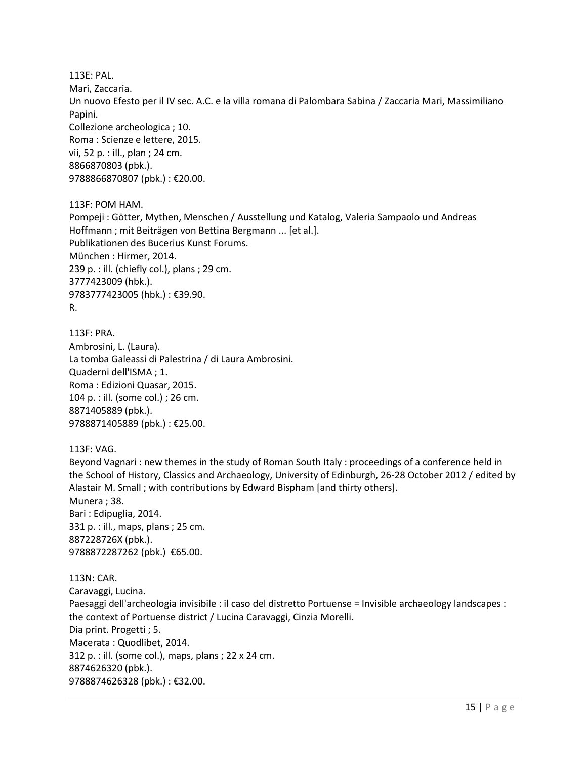113E: PAL.
Mari, Zaccaria.
Un nuovo Efesto per il IV sec. A.C. e la villa romana di Palombara Sabina / Zaccaria Mari, Massimiliano Papini.
Collezione archeologica ; 10.
Roma : Scienze e lettere, 2015.
vii, 52 p. : ill., plan ; 24 cm.
8866870803 (pbk.).
9788866870807 (pbk.) : €20.00.

113F: POM HAM.
Pompeji : Götter, Mythen, Menschen / Ausstellung und Katalog, Valeria Sampaolo und Andreas Hoffmann ; mit Beiträgen von Bettina Bergmann ... [et al.].
Publikationen des Bucerius Kunst Forums.
München : Hirmer, 2014.
239 p. : ill. (chiefly col.), plans ; 29 cm.
3777423009 (hbk.).
9783777423005 (hbk.) : €39.90.
R.

113F: PRA.
Ambrosini, L. (Laura).
La tomba Galeassi di Palestrina / di Laura Ambrosini.
Quaderni dell'ISMA ; 1.
Roma : Edizioni Quasar, 2015.
104 p. : ill. (some col.) ; 26 cm.
8871405889 (pbk.).
9788871405889 (pbk.) : €25.00.

113F: VAG.
Beyond Vagnari : new themes in the study of Roman South Italy : proceedings of a conference held in the School of History, Classics and Archaeology, University of Edinburgh, 26-28 October 2012 / edited by Alastair M. Small ; with contributions by Edward Bispham [and thirty others].
Munera ; 38.
Bari : Edipuglia, 2014.
331 p. : ill., maps, plans ; 25 cm.
887228726X (pbk.).
9788872287262 (pbk.) €65.00.

113N: CAR.
Caravaggi, Lucina.
Paesaggi dell'archeologia invisibile : il caso del distretto Portuense = Invisible archaeology landscapes : the context of Portuense district / Lucina Caravaggi, Cinzia Morelli.
Dia print. Progetti ; 5.
Macerata : Quodlibet, 2014.
312 p. : ill. (some col.), maps, plans ; 22 x 24 cm.
8874626320 (pbk.).
9788874626328 (pbk.) : €32.00.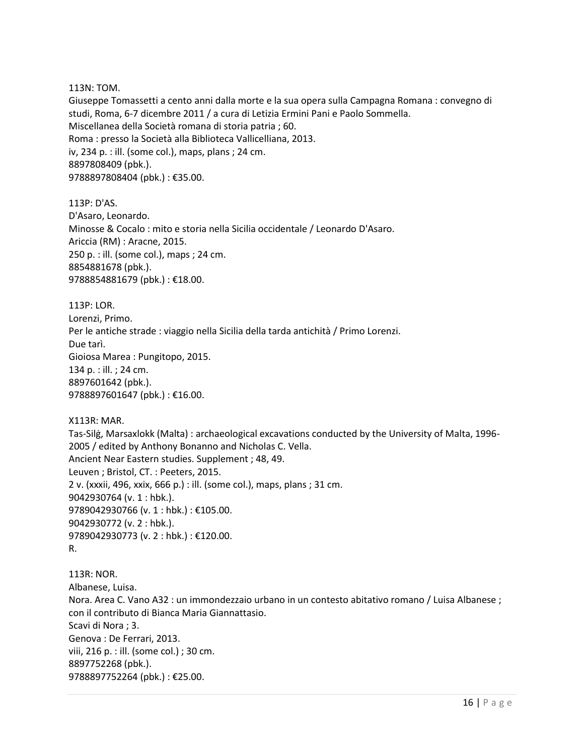113N: TOM.
Giuseppe Tomassetti a cento anni dalla morte e la sua opera sulla Campagna Romana : convegno di studi, Roma, 6-7 dicembre 2011 / a cura di Letizia Ermini Pani e Paolo Sommella.
Miscellanea della Società romana di storia patria ; 60.
Roma : presso la Società alla Biblioteca Vallicelliana, 2013.
iv, 234 p. : ill. (some col.), maps, plans ; 24 cm.
8897808409 (pbk.).
9788897808404 (pbk.) : €35.00.

113P: D'AS.
D'Asaro, Leonardo.
Minosse & Cocalo : mito e storia nella Sicilia occidentale / Leonardo D'Asaro.
Ariccia (RM) : Aracne, 2015.
250 p. : ill. (some col.), maps ; 24 cm.
8854881678 (pbk.).
9788854881679 (pbk.) : €18.00.

113P: LOR.
Lorenzi, Primo.
Per le antiche strade : viaggio nella Sicilia della tarda antichità / Primo Lorenzi.
Due tarì.
Gioiosa Marea : Pungitopo, 2015.
134 p. : ill. ; 24 cm.
8897601642 (pbk.).
9788897601647 (pbk.) : €16.00.

X113R: MAR.
Tas-Silġ, Marsaxlokk (Malta) : archaeological excavations conducted by the University of Malta, 1996-2005 / edited by Anthony Bonanno and Nicholas C. Vella.
Ancient Near Eastern studies. Supplement ; 48, 49.
Leuven ; Bristol, CT. : Peeters, 2015.
2 v. (xxxii, 496, xxix, 666 p.) : ill. (some col.), maps, plans ; 31 cm.
9042930764 (v. 1 : hbk.).
9789042930766 (v. 1 : hbk.) : €105.00.
9042930772 (v. 2 : hbk.).
9789042930773 (v. 2 : hbk.) : €120.00.
R.

113R: NOR.
Albanese, Luisa.
Nora. Area C. Vano A32 : un immondezzaio urbano in un contesto abitativo romano / Luisa Albanese ; con il contributo di Bianca Maria Giannattasio.
Scavi di Nora ; 3.
Genova : De Ferrari, 2013.
viii, 216 p. : ill. (some col.) ; 30 cm.
8897752268 (pbk.).
9788897752264 (pbk.) : €25.00.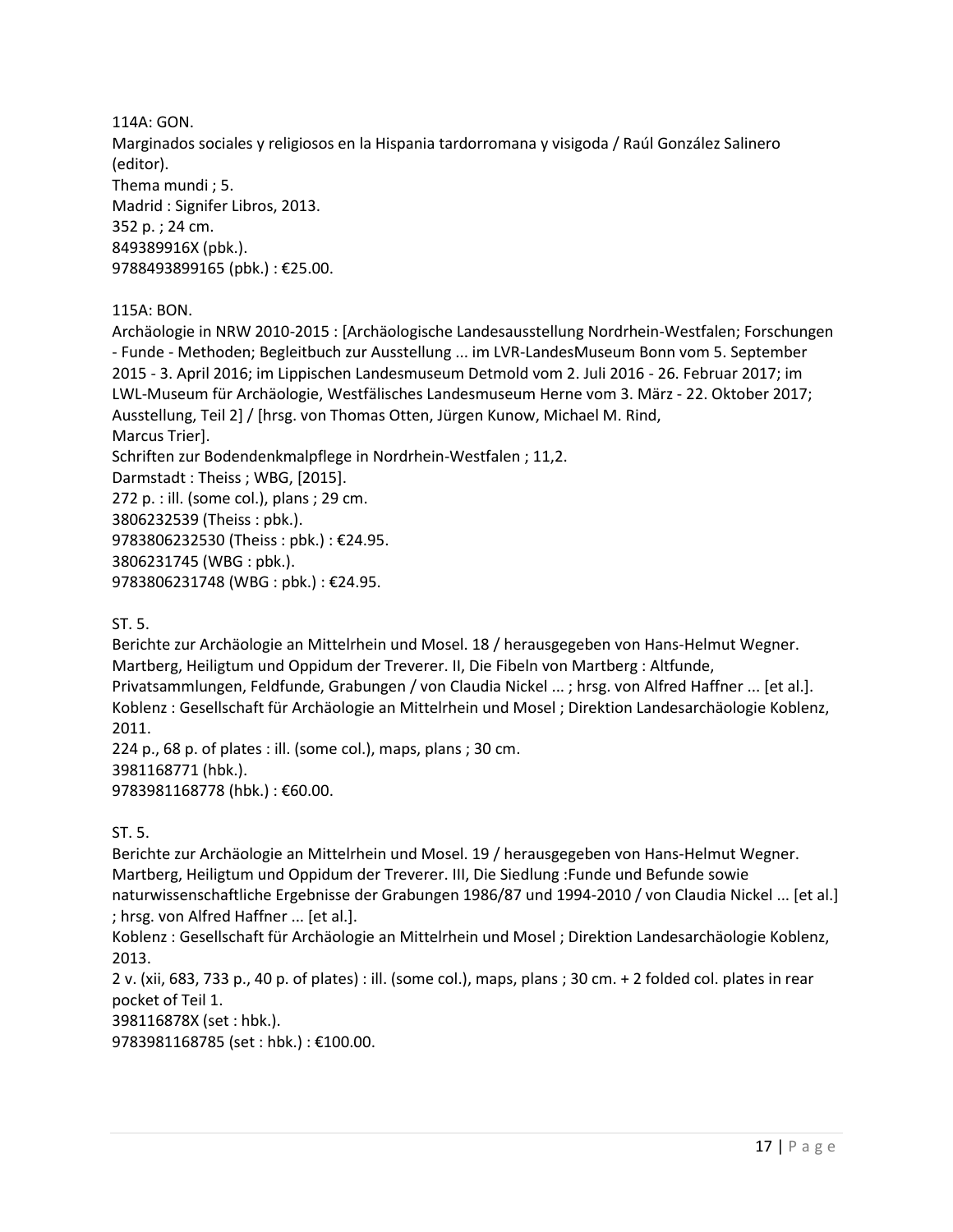114A: GON.
Marginados sociales y religiosos en la Hispania tardorromana y visigoda / Raúl González Salinero (editor).
Thema mundi ; 5.
Madrid : Signifer Libros, 2013.
352 p. ; 24 cm.
849389916X (pbk.).
9788493899165 (pbk.) : €25.00.

115A: BON.
Archäologie in NRW 2010-2015 : [Archäologische Landesausstellung Nordrhein-Westfalen; Forschungen - Funde - Methoden; Begleitbuch zur Ausstellung ... im LVR-LandesMuseum Bonn vom 5. September 2015 - 3. April 2016; im Lippischen Landesmuseum Detmold vom 2. Juli 2016 - 26. Februar 2017; im LWL-Museum für Archäologie, Westfälisches Landesmuseum Herne vom 3. März - 22. Oktober 2017; Ausstellung, Teil 2] / [hrsg. von Thomas Otten, Jürgen Kunow, Michael M. Rind, Marcus Trier].
Schriften zur Bodendenkmalpflege in Nordrhein-Westfalen ; 11,2.
Darmstadt : Theiss ; WBG, [2015].
272 p. : ill. (some col.), plans ; 29 cm.
3806232539 (Theiss : pbk.).
9783806232530 (Theiss : pbk.) : €24.95.
3806231745 (WBG : pbk.).
9783806231748 (WBG : pbk.) : €24.95.

ST. 5.
Berichte zur Archäologie an Mittelrhein und Mosel. 18 / herausgegeben von Hans-Helmut Wegner.
Martberg, Heiligtum und Oppidum der Treverer. II, Die Fibeln von Martberg : Altfunde, Privatsammlungen, Feldfunde, Grabungen / von Claudia Nickel ... ; hrsg. von Alfred Haffner ... [et al.].
Koblenz : Gesellschaft für Archäologie an Mittelrhein und Mosel ; Direktion Landesarchäologie Koblenz, 2011.
224 p., 68 p. of plates : ill. (some col.), maps, plans ; 30 cm.
3981168771 (hbk.).
9783981168778 (hbk.) : €60.00.

ST. 5.
Berichte zur Archäologie an Mittelrhein und Mosel. 19 / herausgegeben von Hans-Helmut Wegner.
Martberg, Heiligtum und Oppidum der Treverer. III, Die Siedlung :Funde und Befunde sowie naturwissenschaftliche Ergebnisse der Grabungen 1986/87 und 1994-2010 / von Claudia Nickel ... [et al.] ; hrsg. von Alfred Haffner ... [et al.].
Koblenz : Gesellschaft für Archäologie an Mittelrhein und Mosel ; Direktion Landesarchäologie Koblenz, 2013.
2 v. (xii, 683, 733 p., 40 p. of plates) : ill. (some col.), maps, plans ; 30 cm. + 2 folded col. plates in rear pocket of Teil 1.
398116878X (set : hbk.).
9783981168785 (set : hbk.) : €100.00.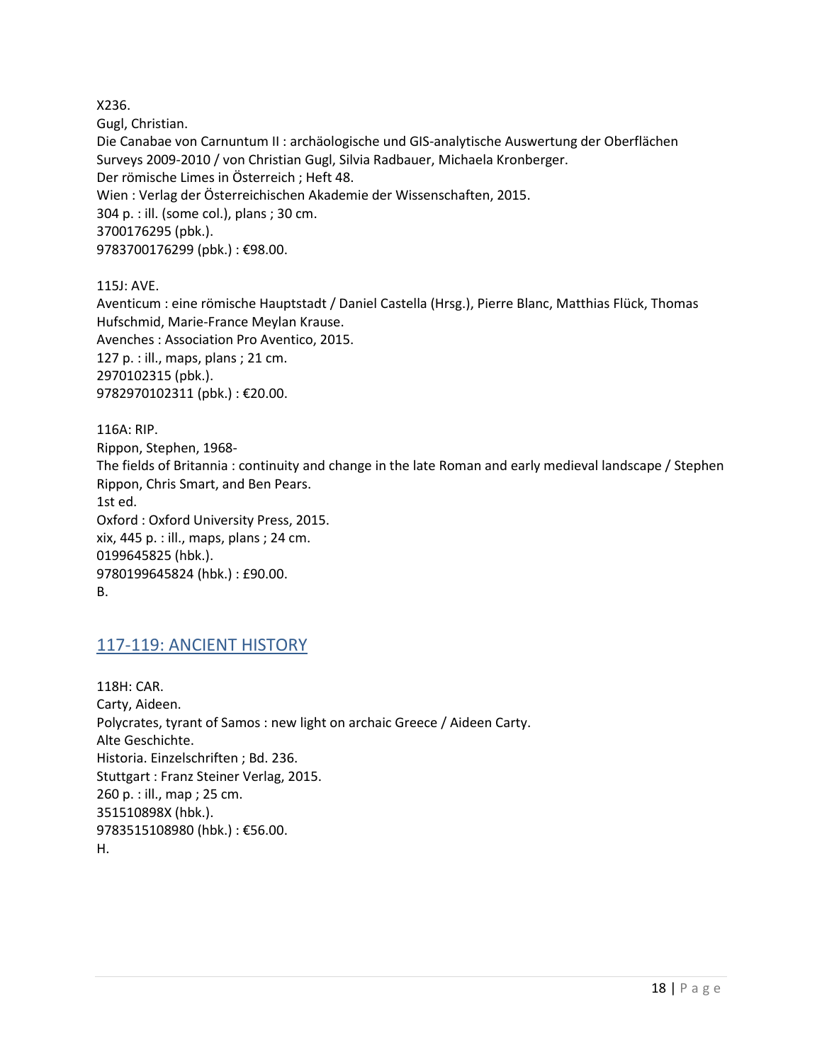X236.
Gugl, Christian.
Die Canabae von Carnuntum II : archäologische und GIS-analytische Auswertung der Oberflächen Surveys 2009-2010 / von Christian Gugl, Silvia Radbauer, Michaela Kronberger.
Der römische Limes in Österreich ; Heft 48.
Wien : Verlag der Österreichischen Akademie der Wissenschaften, 2015.
304 p. : ill. (some col.), plans ; 30 cm.
3700176295 (pbk.).
9783700176299 (pbk.) : €98.00.

115J: AVE.
Aventicum : eine römische Hauptstadt / Daniel Castella (Hrsg.), Pierre Blanc, Matthias Flück, Thomas Hufschmid, Marie-France Meylan Krause.
Avenches : Association Pro Aventico, 2015.
127 p. : ill., maps, plans ; 21 cm.
2970102315 (pbk.).
9782970102311 (pbk.) : €20.00.

116A: RIP.
Rippon, Stephen, 1968-
The fields of Britannia : continuity and change in the late Roman and early medieval landscape / Stephen Rippon, Chris Smart, and Ben Pears.
1st ed.
Oxford : Oxford University Press, 2015.
xix, 445 p. : ill., maps, plans ; 24 cm.
0199645825 (hbk.).
9780199645824 (hbk.) : £90.00.
B.

## 117-119: ANCIENT HISTORY

118H: CAR.
Carty, Aideen.
Polycrates, tyrant of Samos : new light on archaic Greece / Aideen Carty.
Alte Geschichte.
Historia. Einzelschriften ; Bd. 236.
Stuttgart : Franz Steiner Verlag, 2015.
260 p. : ill., map ; 25 cm.
351510898X (hbk.).
9783515108980 (hbk.) : €56.00.
H.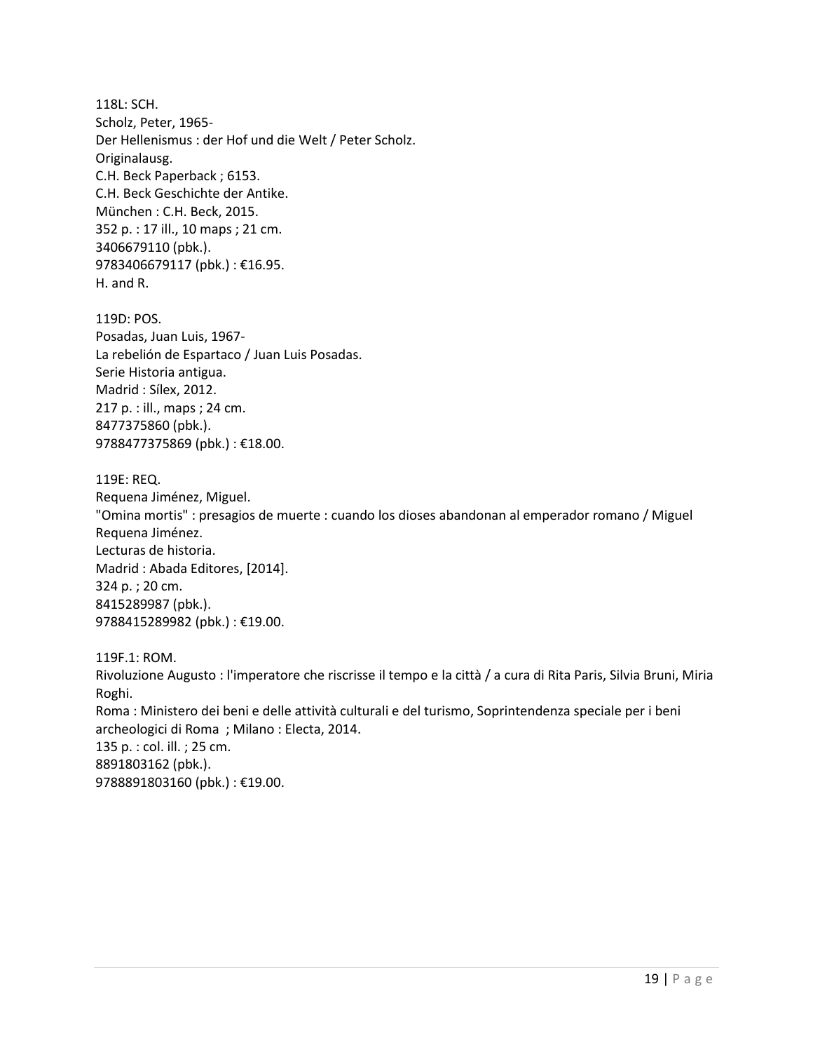118L: SCH.
Scholz, Peter, 1965-
Der Hellenismus : der Hof und die Welt / Peter Scholz.
Originalausg.
C.H. Beck Paperback ; 6153.
C.H. Beck Geschichte der Antike.
München : C.H. Beck, 2015.
352 p. : 17 ill., 10 maps ; 21 cm.
3406679110 (pbk.).
9783406679117 (pbk.) : €16.95.
H. and R.

119D: POS.
Posadas, Juan Luis, 1967-
La rebelión de Espartaco / Juan Luis Posadas.
Serie Historia antigua.
Madrid : Sílex, 2012.
217 p. : ill., maps ; 24 cm.
8477375860 (pbk.).
9788477375869 (pbk.) : €18.00.

119E: REQ.
Requena Jiménez, Miguel.
"Omina mortis" : presagios de muerte : cuando los dioses abandonan al emperador romano / Miguel Requena Jiménez.
Lecturas de historia.
Madrid : Abada Editores, [2014].
324 p. ; 20 cm.
8415289987 (pbk.).
9788415289982 (pbk.) : €19.00.

119F.1: ROM.
Rivoluzione Augusto : l'imperatore che riscrisse il tempo e la città / a cura di Rita Paris, Silvia Bruni, Miria Roghi.
Roma : Ministero dei beni e delle attività culturali e del turismo, Soprintendenza speciale per i beni archeologici di Roma ; Milano : Electa, 2014.
135 p. : col. ill. ; 25 cm.
8891803162 (pbk.).
9788891803160 (pbk.) : €19.00.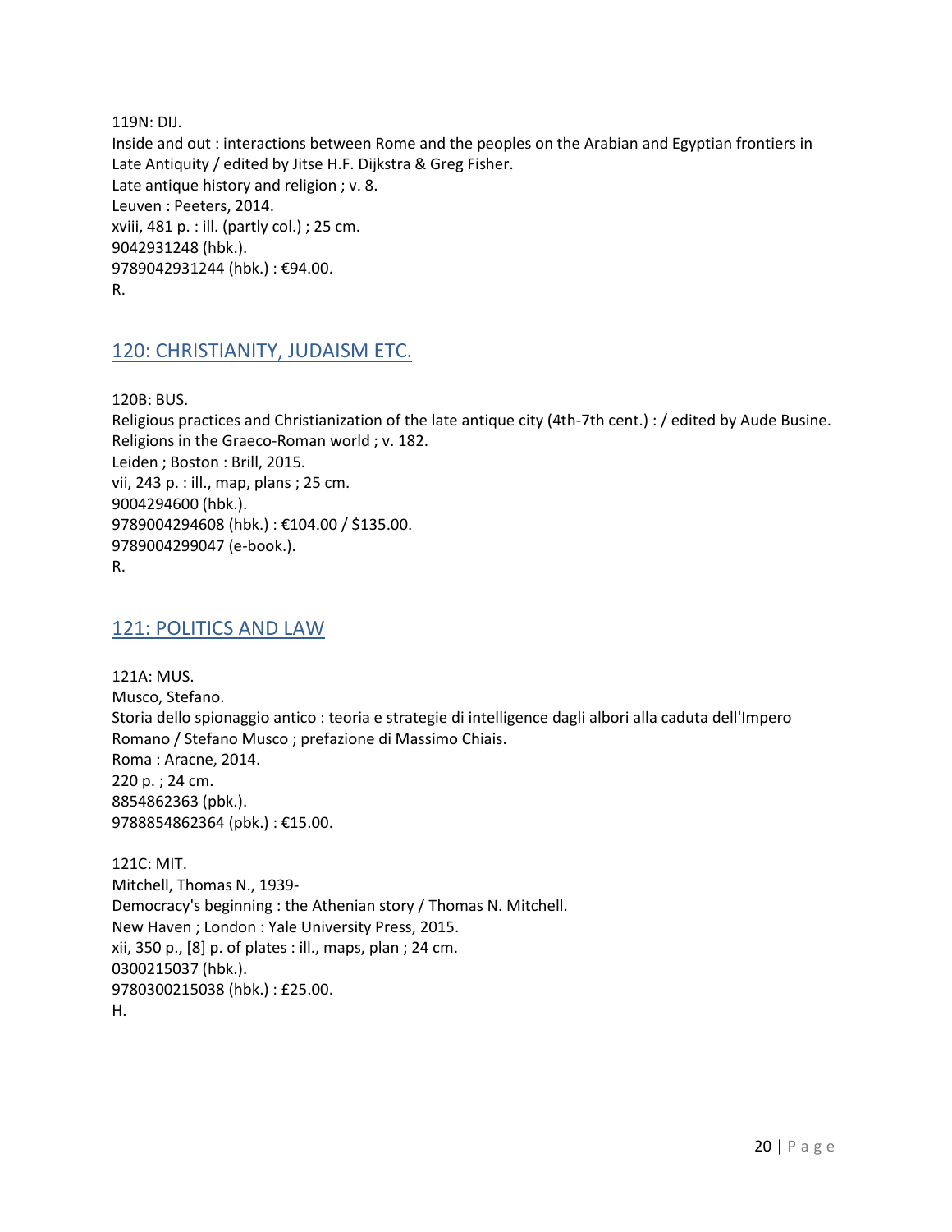119N: DIJ.
Inside and out : interactions between Rome and the peoples on the Arabian and Egyptian frontiers in Late Antiquity / edited by Jitse H.F. Dijkstra & Greg Fisher.
Late antique history and religion ; v. 8.
Leuven : Peeters, 2014.
xviii, 481 p. : ill. (partly col.) ; 25 cm.
9042931248 (hbk.).
9789042931244 (hbk.) : €94.00.
R.

## 120: CHRISTIANITY, JUDAISM ETC.

120B: BUS.
Religious practices and Christianization of the late antique city (4th-7th cent.) : / edited by Aude Busine.
Religions in the Graeco-Roman world ; v. 182.
Leiden ; Boston : Brill, 2015.
vii, 243 p. : ill., map, plans ; 25 cm.
9004294600 (hbk.).
9789004294608 (hbk.) : €104.00 / $135.00.
9789004299047 (e-book.).
R.

## 121: POLITICS AND LAW

121A: MUS.
Musco, Stefano.
Storia dello spionaggio antico : teoria e strategie di intelligence dagli albori alla caduta dell'Impero Romano / Stefano Musco ; prefazione di Massimo Chiais.
Roma : Aracne, 2014.
220 p. ; 24 cm.
8854862363 (pbk.).
9788854862364 (pbk.) : €15.00.

121C: MIT.
Mitchell, Thomas N., 1939-
Democracy's beginning : the Athenian story / Thomas N. Mitchell.
New Haven ; London : Yale University Press, 2015.
xii, 350 p., [8] p. of plates : ill., maps, plan ; 24 cm.
0300215037 (hbk.).
9780300215038 (hbk.) : £25.00.
H.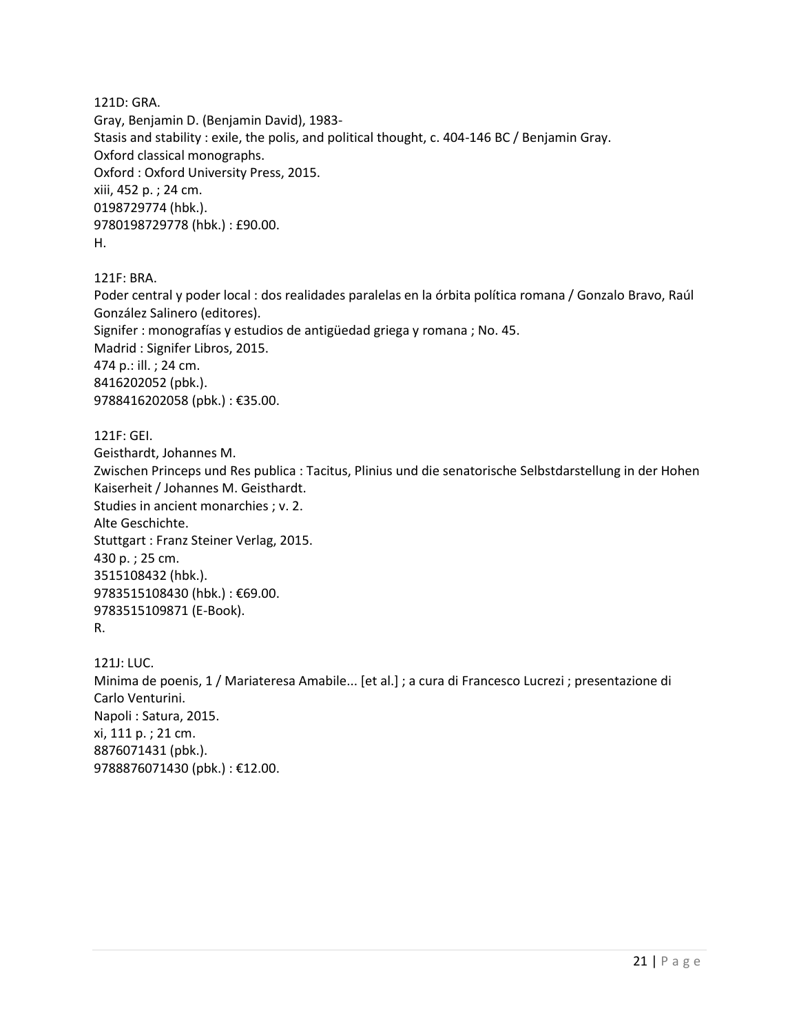121D: GRA.
Gray, Benjamin D. (Benjamin David), 1983-
Stasis and stability : exile, the polis, and political thought, c. 404-146 BC / Benjamin Gray.
Oxford classical monographs.
Oxford : Oxford University Press, 2015.
xiii, 452 p. ; 24 cm.
0198729774 (hbk.).
9780198729778 (hbk.) : £90.00.
H.

121F: BRA.
Poder central y poder local : dos realidades paralelas en la órbita política romana / Gonzalo Bravo, Raúl González Salinero (editores).
Signifer : monografías y estudios de antigüedad griega y romana ; No. 45.
Madrid : Signifer Libros, 2015.
474 p.: ill. ; 24 cm.
8416202052 (pbk.).
9788416202058 (pbk.) : €35.00.

121F: GEI.
Geisthardt, Johannes M.
Zwischen Princeps und Res publica : Tacitus, Plinius und die senatorische Selbstdarstellung in der Hohen Kaiserheit / Johannes M. Geisthardt.
Studies in ancient monarchies ; v. 2.
Alte Geschichte.
Stuttgart : Franz Steiner Verlag, 2015.
430 p. ; 25 cm.
3515108432 (hbk.).
9783515108430 (hbk.) : €69.00.
9783515109871 (E-Book).
R.

121J: LUC.
Minima de poenis, 1 / Mariateresa Amabile... [et al.] ; a cura di Francesco Lucrezi ; presentazione di Carlo Venturini.
Napoli : Satura, 2015.
xi, 111 p. ; 21 cm.
8876071431 (pbk.).
9788876071430 (pbk.) : €12.00.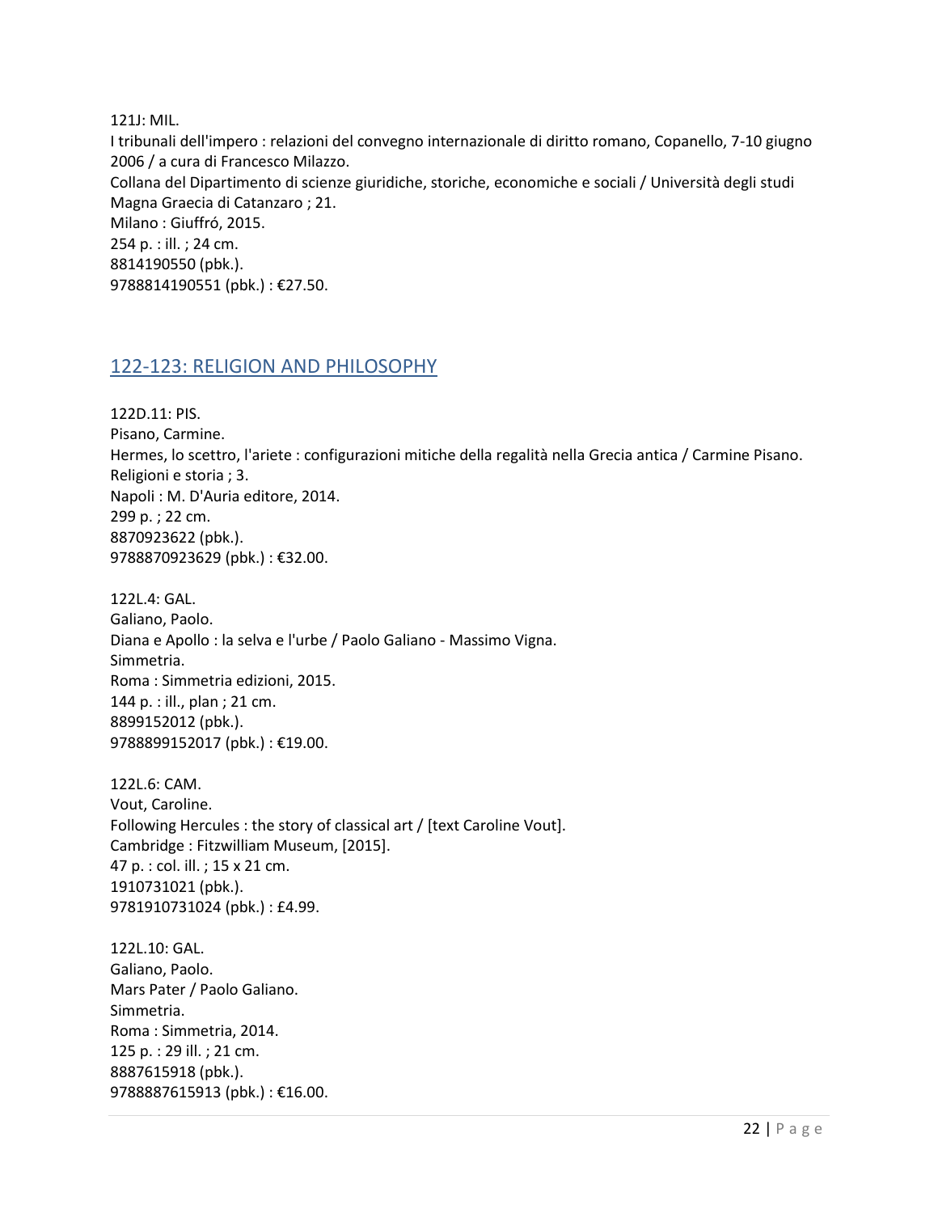121J: MIL.
I tribunali dell'impero : relazioni del convegno internazionale di diritto romano, Copanello, 7-10 giugno 2006 / a cura di Francesco Milazzo.
Collana del Dipartimento di scienze giuridiche, storiche, economiche e sociali / Università degli studi Magna Graecia di Catanzaro ; 21.
Milano : Giuffró, 2015.
254 p. : ill. ; 24 cm.
8814190550 (pbk.).
9788814190551 (pbk.) : €27.50.

## 122-123: RELIGION AND PHILOSOPHY

122D.11: PIS.
Pisano, Carmine.
Hermes, lo scettro, l'ariete : configurazioni mitiche della regalità nella Grecia antica / Carmine Pisano.
Religioni e storia ; 3.
Napoli : M. D'Auria editore, 2014.
299 p. ; 22 cm.
8870923622 (pbk.).
9788870923629 (pbk.) : €32.00.

122L.4: GAL.
Galiano, Paolo.
Diana e Apollo : la selva e l'urbe / Paolo Galiano - Massimo Vigna.
Simmetria.
Roma : Simmetria edizioni, 2015.
144 p. : ill., plan ; 21 cm.
8899152012 (pbk.).
9788899152017 (pbk.) : €19.00.

122L.6: CAM.
Vout, Caroline.
Following Hercules : the story of classical art / [text Caroline Vout].
Cambridge : Fitzwilliam Museum, [2015].
47 p. : col. ill. ; 15 x 21 cm.
1910731021 (pbk.).
9781910731024 (pbk.) : £4.99.

122L.10: GAL.
Galiano, Paolo.
Mars Pater / Paolo Galiano.
Simmetria.
Roma : Simmetria, 2014.
125 p. : 29 ill. ; 21 cm.
8887615918 (pbk.).
9788887615913 (pbk.) : €16.00.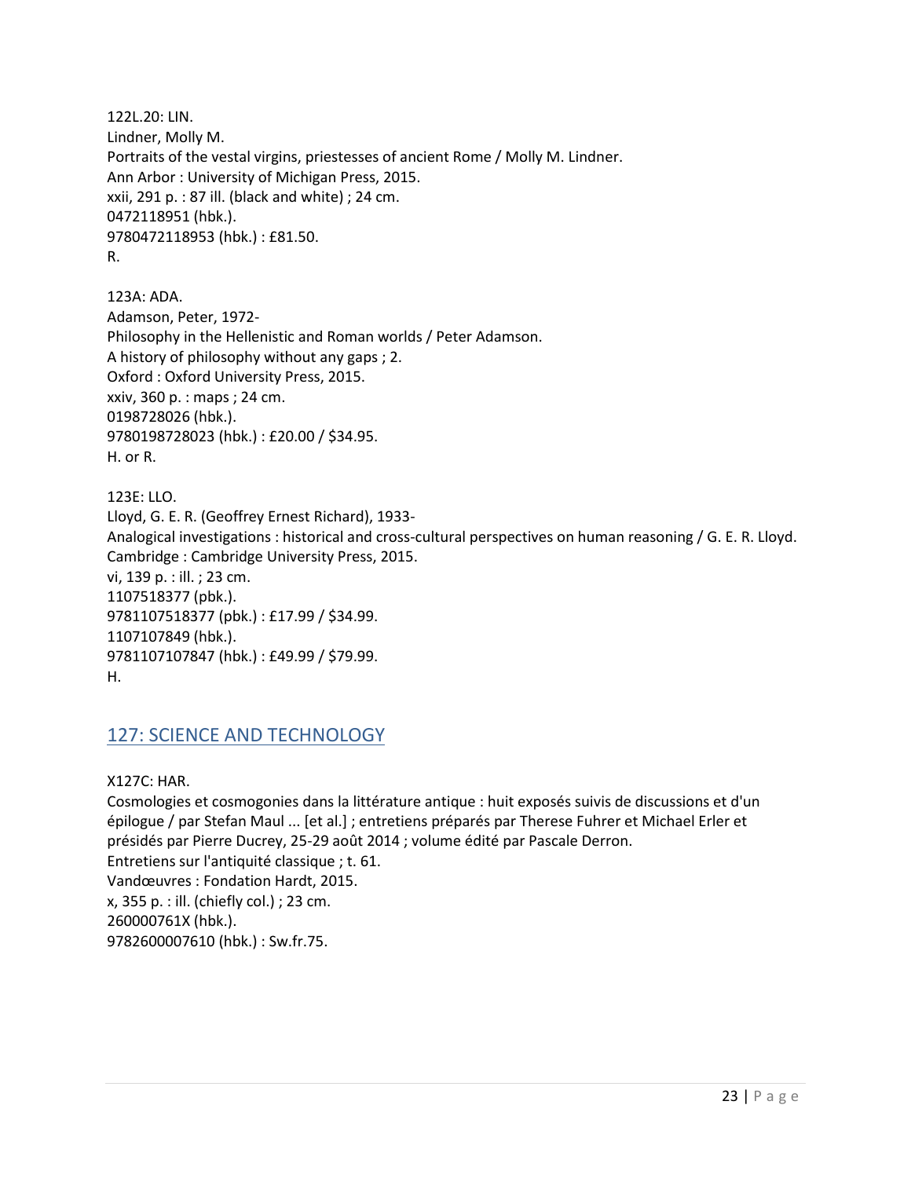122L.20: LIN.
Lindner, Molly M.
Portraits of the vestal virgins, priestesses of ancient Rome / Molly M. Lindner.
Ann Arbor : University of Michigan Press, 2015.
xxii, 291 p. : 87 ill. (black and white) ; 24 cm.
0472118951 (hbk.).
9780472118953 (hbk.) : £81.50.
R.

123A: ADA.
Adamson, Peter, 1972-
Philosophy in the Hellenistic and Roman worlds / Peter Adamson.
A history of philosophy without any gaps ; 2.
Oxford : Oxford University Press, 2015.
xxiv, 360 p. : maps ; 24 cm.
0198728026 (hbk.).
9780198728023 (hbk.) : £20.00 / $34.95.
H. or R.

123E: LLO.
Lloyd, G. E. R. (Geoffrey Ernest Richard), 1933-
Analogical investigations : historical and cross-cultural perspectives on human reasoning / G. E. R. Lloyd.
Cambridge : Cambridge University Press, 2015.
vi, 139 p. : ill. ; 23 cm.
1107518377 (pbk.).
9781107518377 (pbk.) : £17.99 / $34.99.
1107107849 (hbk.).
9781107107847 (hbk.) : £49.99 / $79.99.
H.

## 127: SCIENCE AND TECHNOLOGY

X127C: HAR.
Cosmologies et cosmogonies dans la littérature antique : huit exposés suivis de discussions et d'un épilogue / par Stefan Maul ... [et al.] ; entretiens préparés par Therese Fuhrer et Michael Erler et présidés par Pierre Ducrey, 25-29 août 2014 ; volume édité par Pascale Derron.
Entretiens sur l'antiquité classique ; t. 61.
Vandœuvres : Fondation Hardt, 2015.
x, 355 p. : ill. (chiefly col.) ; 23 cm.
260000761X (hbk.).
9782600007610 (hbk.) : Sw.fr.75.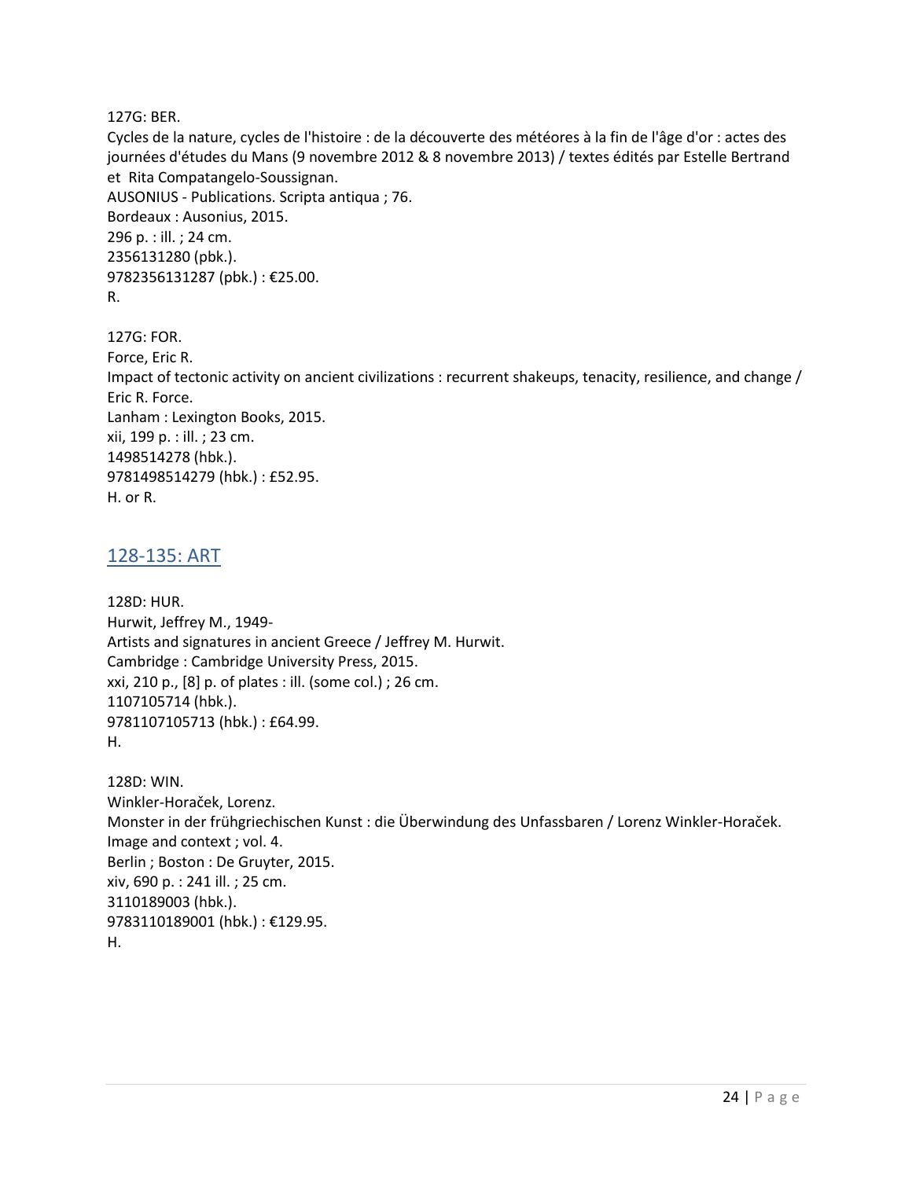127G: BER.
Cycles de la nature, cycles de l'histoire : de la découverte des météores à la fin de l'âge d'or : actes des journées d'études du Mans (9 novembre 2012 & 8 novembre 2013) / textes édités par Estelle Bertrand et Rita Compatangelo-Soussignan.
AUSONIUS - Publications. Scripta antiqua ; 76.
Bordeaux : Ausonius, 2015.
296 p. : ill. ; 24 cm.
2356131280 (pbk.).
9782356131287 (pbk.) : €25.00.
R.

127G: FOR.
Force, Eric R.
Impact of tectonic activity on ancient civilizations : recurrent shakeups, tenacity, resilience, and change / Eric R. Force.
Lanham : Lexington Books, 2015.
xii, 199 p. : ill. ; 23 cm.
1498514278 (hbk.).
9781498514279 (hbk.) : £52.95.
H. or R.

## 128-135: ART

128D: HUR.
Hurwit, Jeffrey M., 1949-
Artists and signatures in ancient Greece / Jeffrey M. Hurwit.
Cambridge : Cambridge University Press, 2015.
xxi, 210 p., [8] p. of plates : ill. (some col.) ; 26 cm.
1107105714 (hbk.).
9781107105713 (hbk.) : £64.99.
H.

128D: WIN.
Winkler-Horaček, Lorenz.
Monster in der frühgriechischen Kunst : die Überwindung des Unfassbaren / Lorenz Winkler-Horaček.
Image and context ; vol. 4.
Berlin ; Boston : De Gruyter, 2015.
xiv, 690 p. : 241 ill. ; 25 cm.
3110189003 (hbk.).
9783110189001 (hbk.) : €129.95.
H.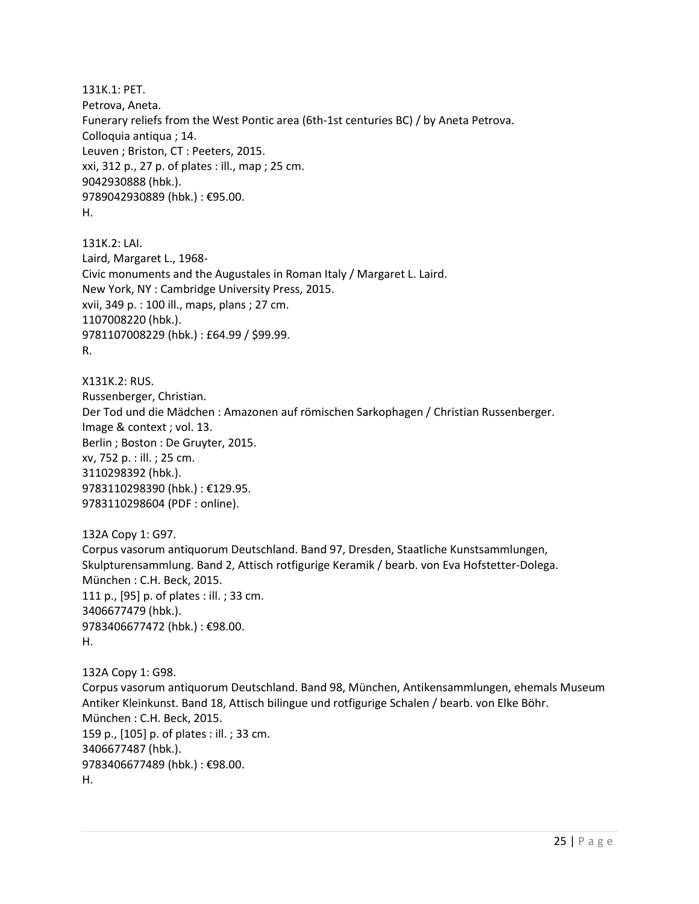131K.1: PET.
Petrova, Aneta.
Funerary reliefs from the West Pontic area (6th-1st centuries BC) / by Aneta Petrova.
Colloquia antiqua ; 14.
Leuven ; Briston, CT : Peeters, 2015.
xxi, 312 p., 27 p. of plates : ill., map ; 25 cm.
9042930888 (hbk.).
9789042930889 (hbk.) : €95.00.
H.

131K.2: LAI.
Laird, Margaret L., 1968-
Civic monuments and the Augustales in Roman Italy / Margaret L. Laird.
New York, NY : Cambridge University Press, 2015.
xvii, 349 p. : 100 ill., maps, plans ; 27 cm.
1107008220 (hbk.).
9781107008229 (hbk.) : £64.99 / $99.99.
R.

X131K.2: RUS.
Russenberger, Christian.
Der Tod und die Mädchen : Amazonen auf römischen Sarkophagen / Christian Russenberger.
Image & context ; vol. 13.
Berlin ; Boston : De Gruyter, 2015.
xv, 752 p. : ill. ; 25 cm.
3110298392 (hbk.).
9783110298390 (hbk.) : €129.95.
9783110298604 (PDF : online).

132A Copy 1: G97.
Corpus vasorum antiquorum Deutschland. Band 97, Dresden, Staatliche Kunstsammlungen, Skulpturensammlung. Band 2, Attisch rotfigurige Keramik / bearb. von Eva Hofstetter-Dolega.
München : C.H. Beck, 2015.
111 p., [95] p. of plates : ill. ; 33 cm.
3406677479 (hbk.).
9783406677472 (hbk.) : €98.00.
H.

132A Copy 1: G98.
Corpus vasorum antiquorum Deutschland. Band 98, München, Antikensammlungen, ehemals Museum Antiker Kleinkunst. Band 18, Attisch bilingue und rotfigurige Schalen / bearb. von Elke Böhr.
München : C.H. Beck, 2015.
159 p., [105] p. of plates : ill. ; 33 cm.
3406677487 (hbk.).
9783406677489 (hbk.) : €98.00.
H.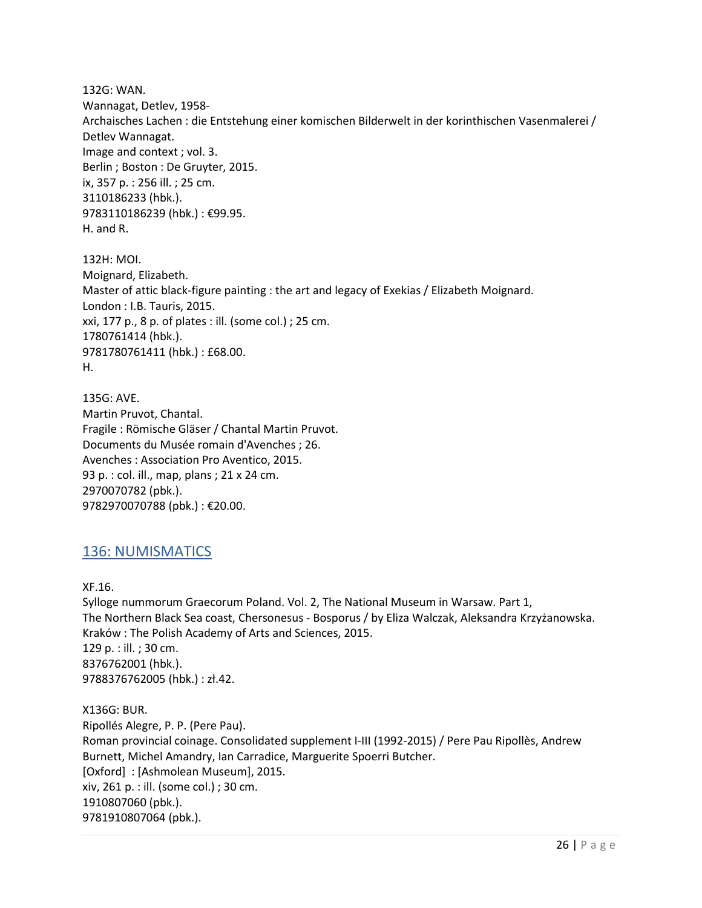132G: WAN.
Wannagat, Detlev, 1958-
Archaisches Lachen : die Entstehung einer komischen Bilderwelt in der korinthischen Vasenmalerei / Detlev Wannagat.
Image and context ; vol. 3.
Berlin ; Boston : De Gruyter, 2015.
ix, 357 p. : 256 ill. ; 25 cm.
3110186233 (hbk.).
9783110186239 (hbk.) : €99.95.
H. and R.

132H: MOI.
Moignard, Elizabeth.
Master of attic black-figure painting : the art and legacy of Exekias / Elizabeth Moignard.
London : I.B. Tauris, 2015.
xxi, 177 p., 8 p. of plates : ill. (some col.) ; 25 cm.
1780761414 (hbk.).
9781780761411 (hbk.) : £68.00.
H.

135G: AVE.
Martin Pruvot, Chantal.
Fragile : Römische Gläser / Chantal Martin Pruvot.
Documents du Musée romain d'Avenches ; 26.
Avenches : Association Pro Aventico, 2015.
93 p. : col. ill., map, plans ; 21 x 24 cm.
2970070782 (pbk.).
9782970070788 (pbk.) : €20.00.

## 136: NUMISMATICS

XF.16.
Sylloge nummorum Graecorum Poland. Vol. 2, The National Museum in Warsaw. Part 1, The Northern Black Sea coast, Chersonesus - Bosporus / by Eliza Walczak, Aleksandra Krzyżanowska.
Kraków : The Polish Academy of Arts and Sciences, 2015.
129 p. : ill. ; 30 cm.
8376762001 (hbk.).
9788376762005 (hbk.) : zł.42.

X136G: BUR.
Ripollés Alegre, P. P. (Pere Pau).
Roman provincial coinage. Consolidated supplement I-III (1992-2015) / Pere Pau Ripollès, Andrew Burnett, Michel Amandry, Ian Carradice, Marguerite Spoerri Butcher.
[Oxford] : [Ashmolean Museum], 2015.
xiv, 261 p. : ill. (some col.) ; 30 cm.
1910807060 (pbk.).
9781910807064 (pbk.).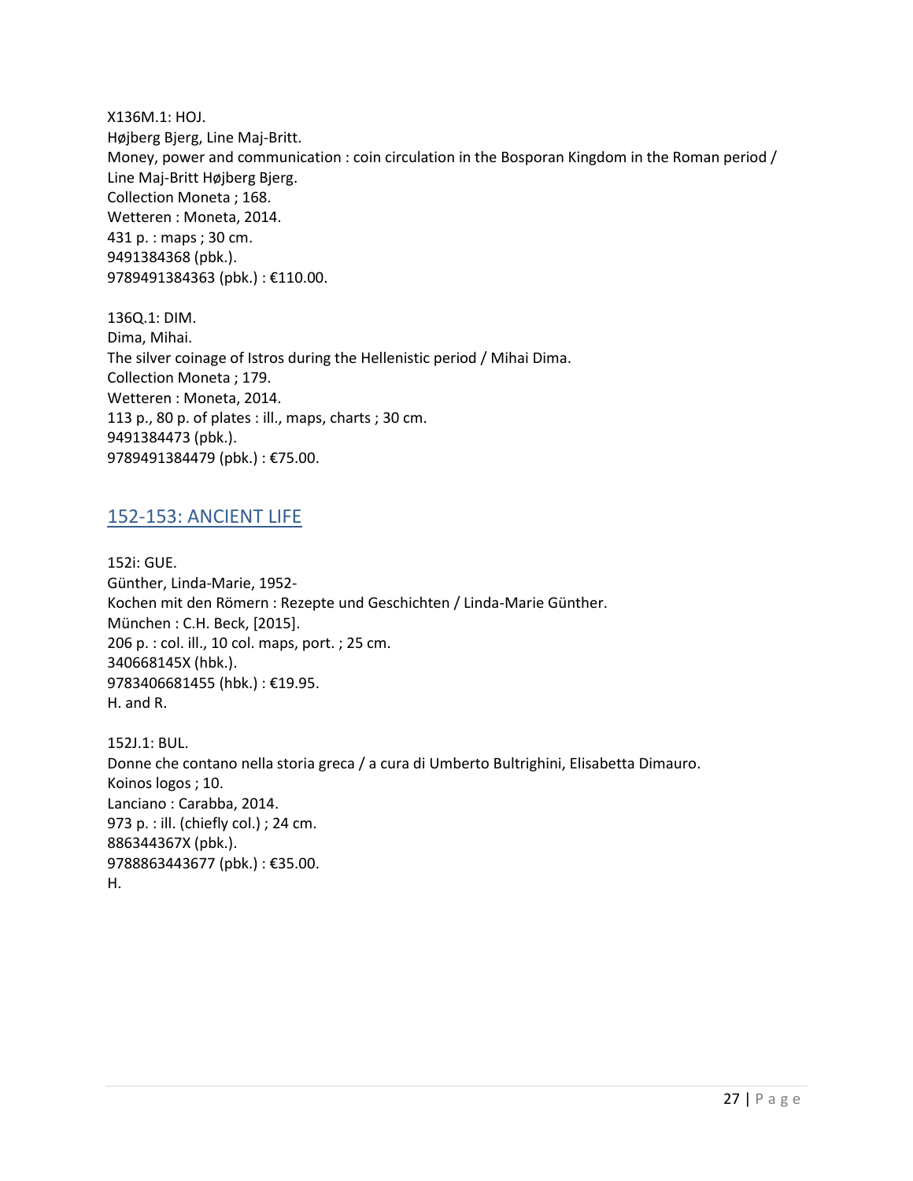X136M.1: HOJ.  
Højberg Bjerg, Line Maj-Britt.  
Money, power and communication : coin circulation in the Bosporan Kingdom in the Roman period / Line Maj-Britt Højberg Bjerg.  
Collection Moneta ; 168.  
Wetteren : Moneta, 2014.  
431 p. : maps ; 30 cm.  
9491384368 (pbk.).  
9789491384363 (pbk.) : €110.00.

136Q.1: DIM.  
Dima, Mihai.  
The silver coinage of Istros during the Hellenistic period / Mihai Dima.  
Collection Moneta ; 179.  
Wetteren : Moneta, 2014.  
113 p., 80 p. of plates : ill., maps, charts ; 30 cm.  
9491384473 (pbk.).  
9789491384479 (pbk.) : €75.00.

## 152-153: ANCIENT LIFE

152i: GUE.  
Günther, Linda-Marie, 1952-  
Kochen mit den Römern : Rezepte und Geschichten / Linda-Marie Günther.  
München : C.H. Beck, [2015].  
206 p. : col. ill., 10 col. maps, port. ; 25 cm.  
340668145X (hbk.).  
9783406681455 (hbk.) : €19.95.  
H. and R.

152J.1: BUL.  
Donne che contano nella storia greca / a cura di Umberto Bultrighini, Elisabetta Dimauro.  
Koinos logos ; 10.  
Lanciano : Carabba, 2014.  
973 p. : ill. (chiefly col.) ; 24 cm.  
886344367X (pbk.).  
9788863443677 (pbk.) : €35.00.  
H.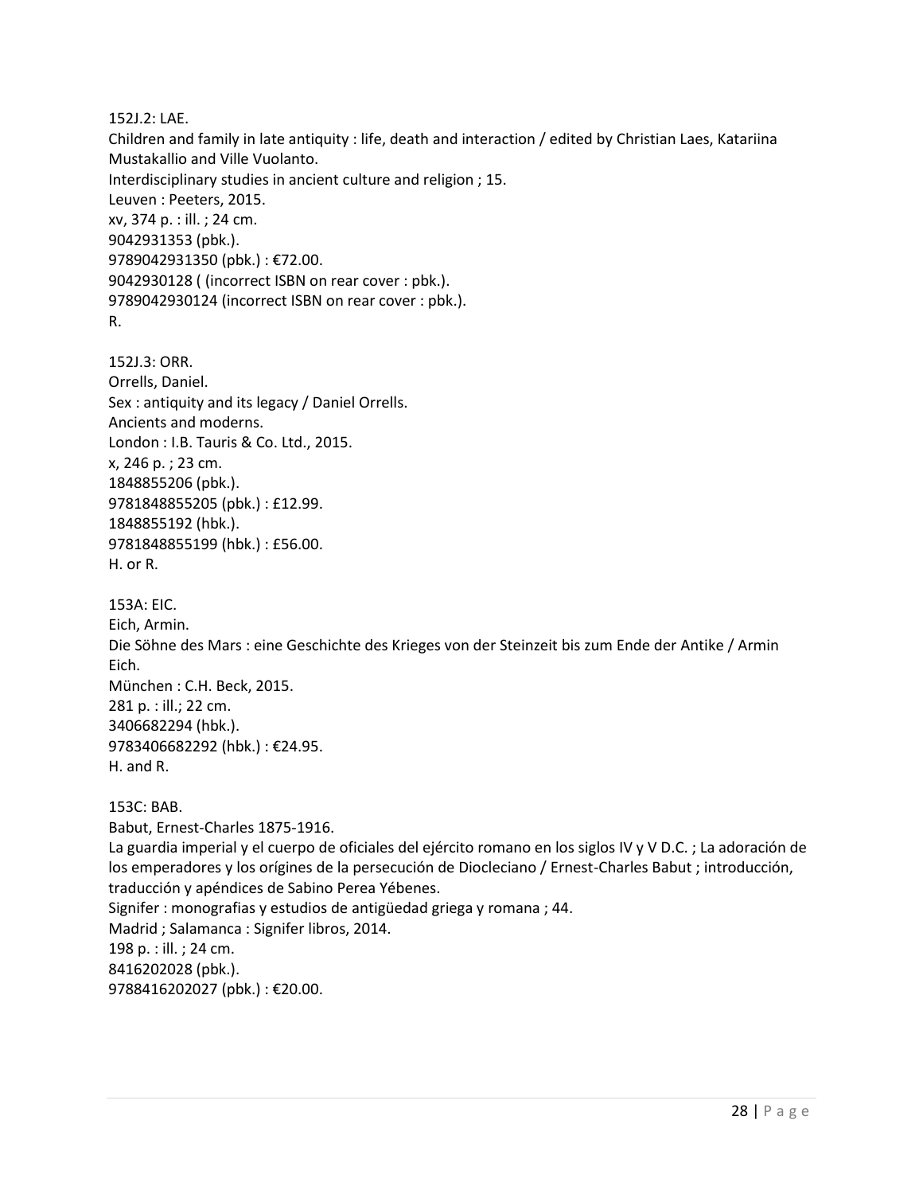152J.2: LAE.
Children and family in late antiquity : life, death and interaction / edited by Christian Laes, Katariina Mustakallio and Ville Vuolanto.
Interdisciplinary studies in ancient culture and religion ; 15.
Leuven : Peeters, 2015.
xv, 374 p. : ill. ; 24 cm.
9042931353 (pbk.).
9789042931350 (pbk.) : €72.00.
9042930128 ( (incorrect ISBN on rear cover : pbk.).
9789042930124 (incorrect ISBN on rear cover : pbk.).
R.

152J.3: ORR.
Orrells, Daniel.
Sex : antiquity and its legacy / Daniel Orrells.
Ancients and moderns.
London : I.B. Tauris & Co. Ltd., 2015.
x, 246 p. ; 23 cm.
1848855206 (pbk.).
9781848855205 (pbk.) : £12.99.
1848855192 (hbk.).
9781848855199 (hbk.) : £56.00.
H. or R.

153A: EIC.
Eich, Armin.
Die Söhne des Mars : eine Geschichte des Krieges von der Steinzeit bis zum Ende der Antike / Armin Eich.
München : C.H. Beck, 2015.
281 p. : ill.; 22 cm.
3406682294 (hbk.).
9783406682292 (hbk.) : €24.95.
H. and R.

153C: BAB.
Babut, Ernest-Charles 1875-1916.
La guardia imperial y el cuerpo de oficiales del ejército romano en los siglos IV y V D.C. ; La adoración de los emperadores y los orígines de la persecución de Diocleciano / Ernest-Charles Babut ; introducción, traducción y apéndices de Sabino Perea Yébenes.
Signifer : monografias y estudios de antigüedad griega y romana ; 44.
Madrid ; Salamanca : Signifer libros, 2014.
198 p. : ill. ; 24 cm.
8416202028 (pbk.).
9788416202027 (pbk.) : €20.00.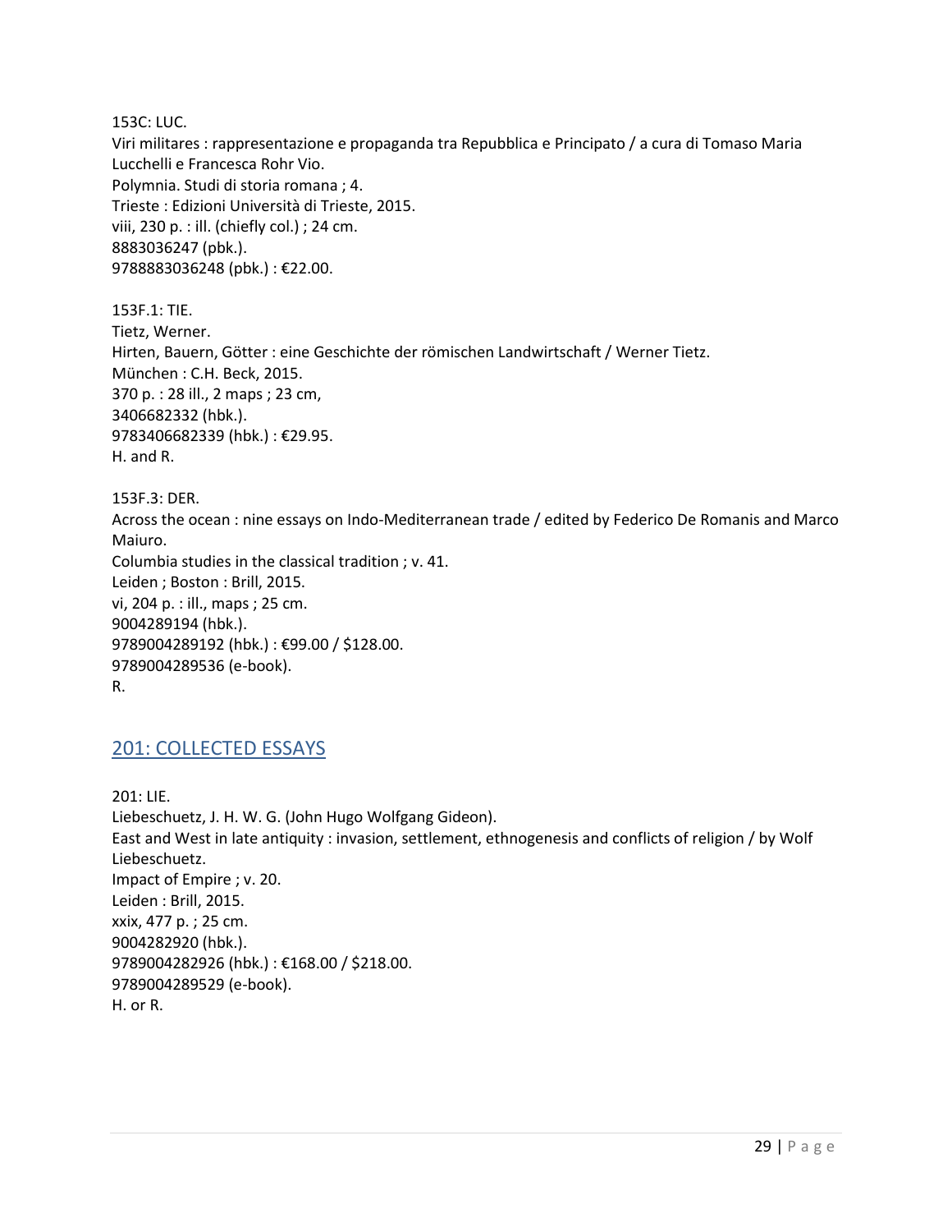153C: LUC.
Viri militares : rappresentazione e propaganda tra Repubblica e Principato / a cura di Tomaso Maria Lucchelli e Francesca Rohr Vio.
Polymnia. Studi di storia romana ; 4.
Trieste : Edizioni Università di Trieste, 2015.
viii, 230 p. : ill. (chiefly col.) ; 24 cm.
8883036247 (pbk.).
9788883036248 (pbk.) : €22.00.

153F.1: TIE.
Tietz, Werner.
Hirten, Bauern, Götter : eine Geschichte der römischen Landwirtschaft / Werner Tietz.
München : C.H. Beck, 2015.
370 p. : 28 ill., 2 maps ; 23 cm,
3406682332 (hbk.).
9783406682339 (hbk.) : €29.95.
H. and R.

153F.3: DER.
Across the ocean : nine essays on Indo-Mediterranean trade / edited by Federico De Romanis and Marco Maiuro.
Columbia studies in the classical tradition ; v. 41.
Leiden ; Boston : Brill, 2015.
vi, 204 p. : ill., maps ; 25 cm.
9004289194 (hbk.).
9789004289192 (hbk.) : €99.00 / $128.00.
9789004289536 (e-book).
R.

## 201: COLLECTED ESSAYS

201: LIE.
Liebeschuetz, J. H. W. G. (John Hugo Wolfgang Gideon).
East and West in late antiquity : invasion, settlement, ethnogenesis and conflicts of religion / by Wolf Liebeschuetz.
Impact of Empire ; v. 20.
Leiden : Brill, 2015.
xxix, 477 p. ; 25 cm.
9004282920 (hbk.).
9789004282926 (hbk.) : €168.00 / $218.00.
9789004289529 (e-book).
H. or R.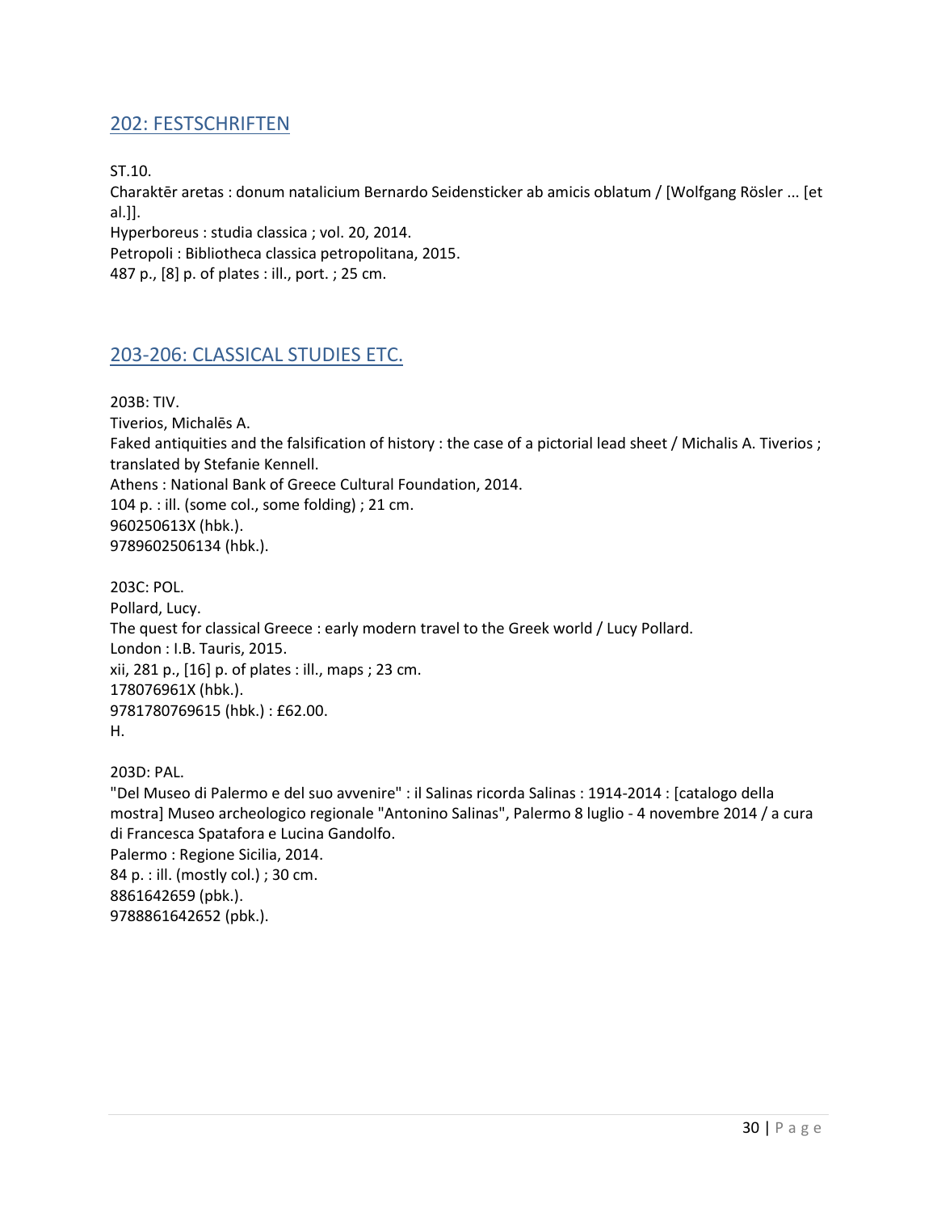## 202: FESTSCHRIFTEN

ST.10.
Charaktēr aretas : donum natalicium Bernardo Seidensticker ab amicis oblatum / [Wolfgang Rösler ... [et al.]].
Hyperboreus : studia classica ; vol. 20, 2014.
Petropoli : Bibliotheca classica petropolitana, 2015.
487 p., [8] p. of plates : ill., port. ; 25 cm.

## 203-206: CLASSICAL STUDIES ETC.

203B: TIV.
Tiverios, Michalēs A.
Faked antiquities and the falsification of history : the case of a pictorial lead sheet / Michalis A. Tiverios ; translated by Stefanie Kennell.
Athens : National Bank of Greece Cultural Foundation, 2014.
104 p. : ill. (some col., some folding) ; 21 cm.
960250613X (hbk.).
9789602506134 (hbk.).

203C: POL.
Pollard, Lucy.
The quest for classical Greece : early modern travel to the Greek world / Lucy Pollard.
London : I.B. Tauris, 2015.
xii, 281 p., [16] p. of plates : ill., maps ; 23 cm.
178076961X (hbk.).
9781780769615 (hbk.) : £62.00.
H.

203D: PAL.
"Del Museo di Palermo e del suo avvenire" : il Salinas ricorda Salinas : 1914-2014 : [catalogo della mostra] Museo archeologico regionale "Antonino Salinas", Palermo 8 luglio - 4 novembre 2014 / a cura di Francesca Spatafora e Lucina Gandolfo.
Palermo : Regione Sicilia, 2014.
84 p. : ill. (mostly col.) ; 30 cm.
8861642659 (pbk.).
9788861642652 (pbk.).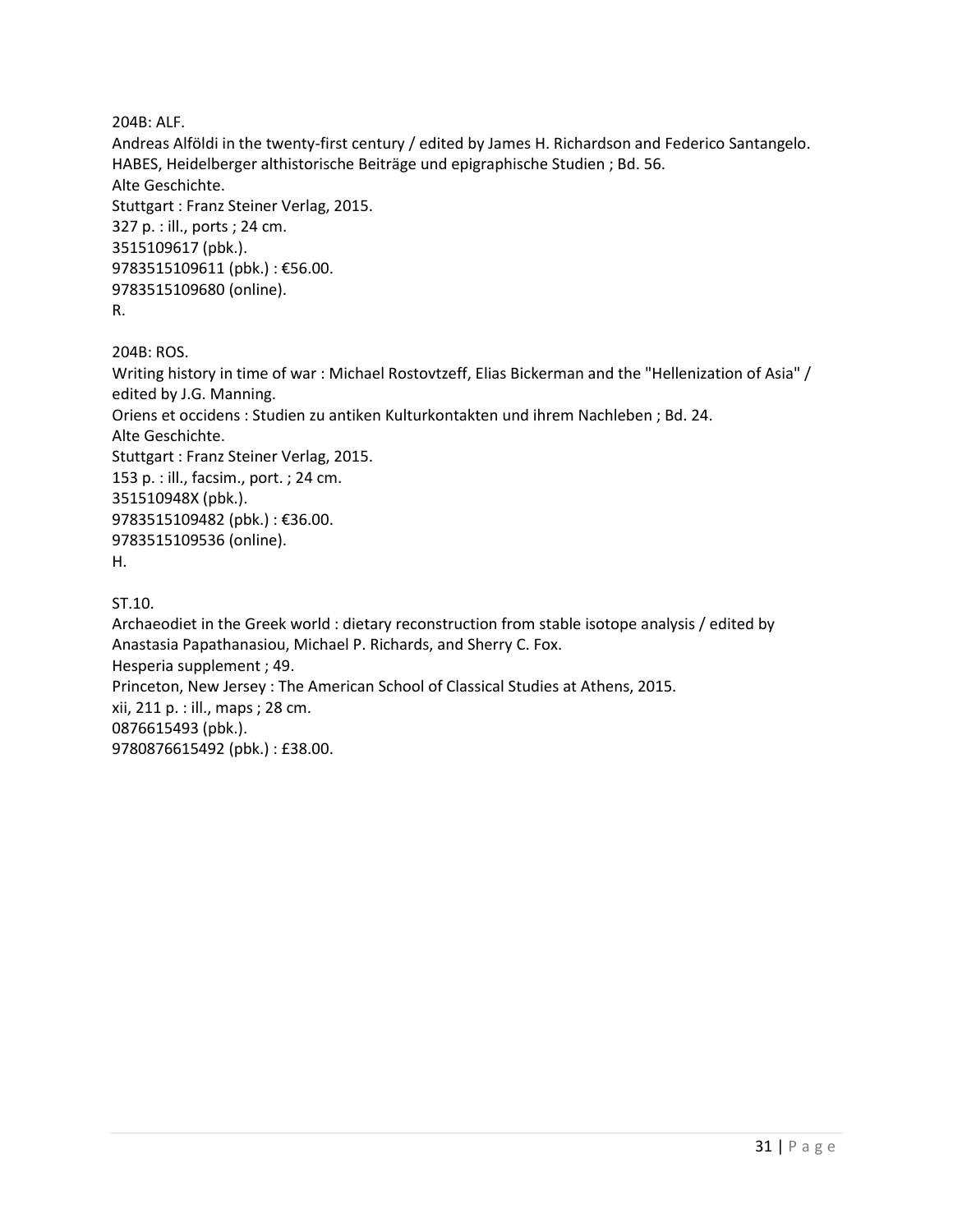204B: ALF.  
Andreas Alföldi in the twenty-first century / edited by James H. Richardson and Federico Santangelo.  
HABES, Heidelberger althistorische Beiträge und epigraphische Studien ; Bd. 56.  
Alte Geschichte.  
Stuttgart : Franz Steiner Verlag, 2015.  
327 p. : ill., ports ; 24 cm.  
3515109617 (pbk.).  
9783515109611 (pbk.) : €56.00.  
9783515109680 (online).  
R.

204B: ROS.  
Writing history in time of war : Michael Rostovtzeff, Elias Bickerman and the "Hellenization of Asia" / edited by J.G. Manning.  
Oriens et occidens : Studien zu antiken Kulturkontakten und ihrem Nachleben ; Bd. 24.  
Alte Geschichte.  
Stuttgart : Franz Steiner Verlag, 2015.  
153 p. : ill., facsim., port. ; 24 cm.  
351510948X (pbk.).  
9783515109482 (pbk.) : €36.00.  
9783515109536 (online).  
H.

ST.10.  
Archaeodiet in the Greek world : dietary reconstruction from stable isotope analysis / edited by Anastasia Papathanasiou, Michael P. Richards, and Sherry C. Fox.  
Hesperia supplement ; 49.  
Princeton, New Jersey : The American School of Classical Studies at Athens, 2015.  
xii, 211 p. : ill., maps ; 28 cm.  
0876615493 (pbk.).  
9780876615492 (pbk.) : £38.00.